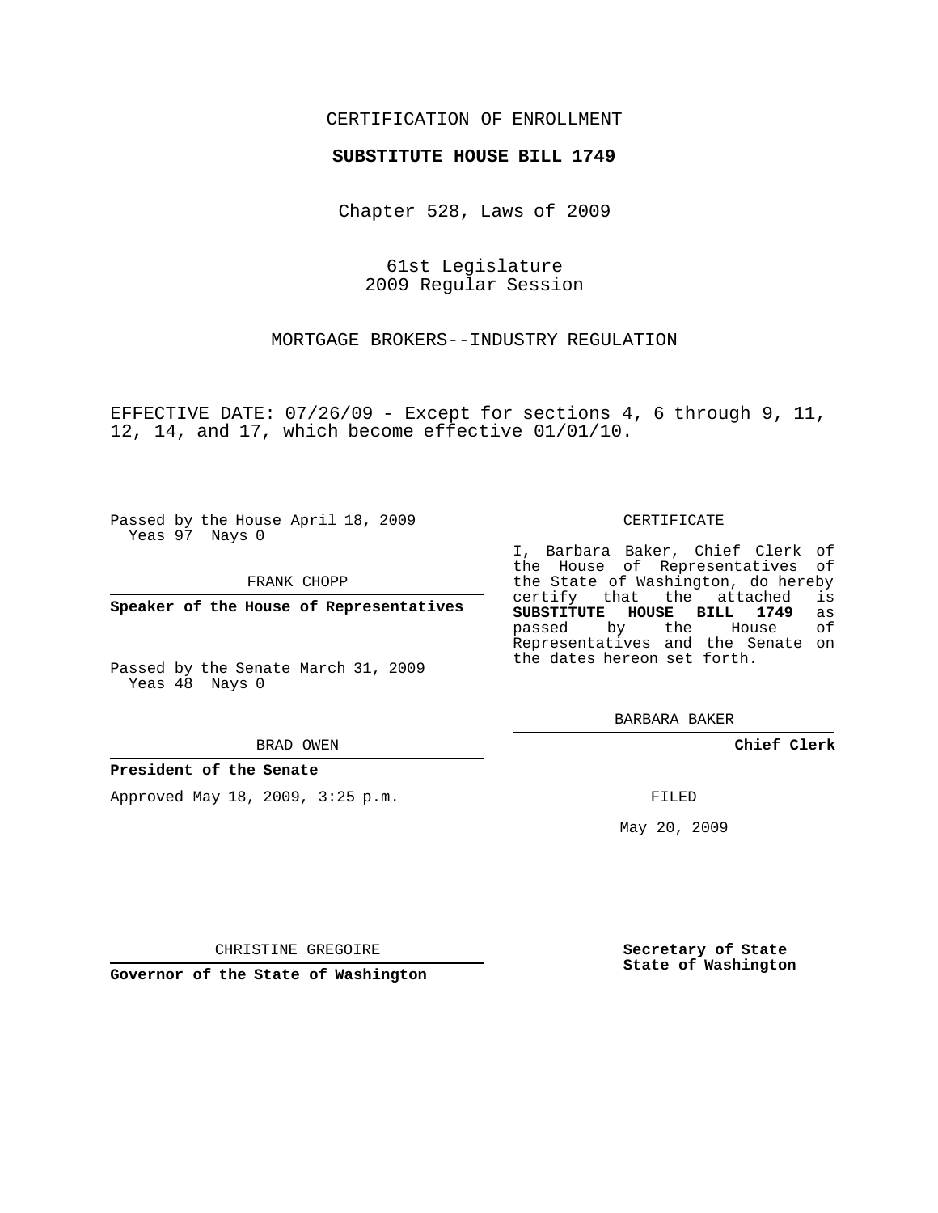CERTIFICATION OF ENROLLMENT

**SUBSTITUTE HOUSE BILL 1749**

Chapter 528, Laws of 2009

61st Legislature
2009 Regular Session

MORTGAGE BROKERS--INDUSTRY REGULATION

EFFECTIVE DATE: 07/26/09 - Except for sections 4, 6 through 9, 11, 12, 14, and 17, which become effective 01/01/10.

Passed by the House April 18, 2009
Yeas 97 Nays 0

FRANK CHOPP

**Speaker of the House of Representatives**

Passed by the Senate March 31, 2009
Yeas 48 Nays 0

BRAD OWEN

**President of the Senate**

Approved May 18, 2009, 3:25 p.m.

CHRISTINE GREGOIRE

**Governor of the State of Washington**

CERTIFICATE

I, Barbara Baker, Chief Clerk of the House of Representatives of the State of Washington, do hereby certify that the attached is **SUBSTITUTE HOUSE BILL 1749** as passed by the House of Representatives and the Senate on the dates hereon set forth.

BARBARA BAKER

**Chief Clerk**

FILED

May 20, 2009

**Secretary of State**
**State of Washington**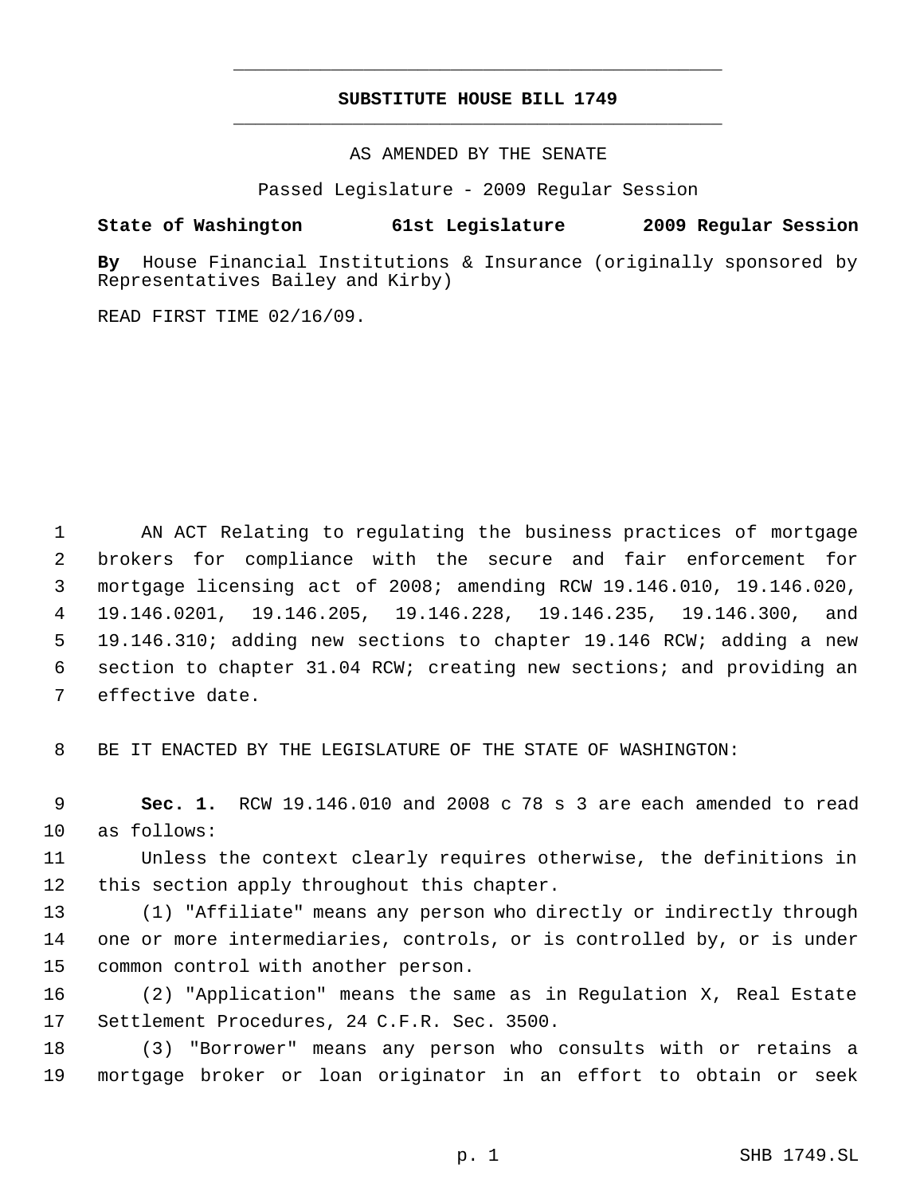# SUBSTITUTE HOUSE BILL 1749

AS AMENDED BY THE SENATE

Passed Legislature - 2009 Regular Session

**State of Washington 61st Legislature 2009 Regular Session**

**By** House Financial Institutions & Insurance (originally sponsored by Representatives Bailey and Kirby)

READ FIRST TIME 02/16/09.

AN ACT Relating to regulating the business practices of mortgage brokers for compliance with the secure and fair enforcement for mortgage licensing act of 2008; amending RCW 19.146.010, 19.146.020, 19.146.0201, 19.146.205, 19.146.228, 19.146.235, 19.146.300, and 19.146.310; adding new sections to chapter 19.146 RCW; adding a new section to chapter 31.04 RCW; creating new sections; and providing an effective date.

BE IT ENACTED BY THE LEGISLATURE OF THE STATE OF WASHINGTON:

**Sec. 1.** RCW 19.146.010 and 2008 c 78 s 3 are each amended to read as follows:

Unless the context clearly requires otherwise, the definitions in this section apply throughout this chapter.

(1) "Affiliate" means any person who directly or indirectly through one or more intermediaries, controls, or is controlled by, or is under common control with another person.

(2) "Application" means the same as in Regulation X, Real Estate Settlement Procedures, 24 C.F.R. Sec. 3500.

(3) "Borrower" means any person who consults with or retains a mortgage broker or loan originator in an effort to obtain or seek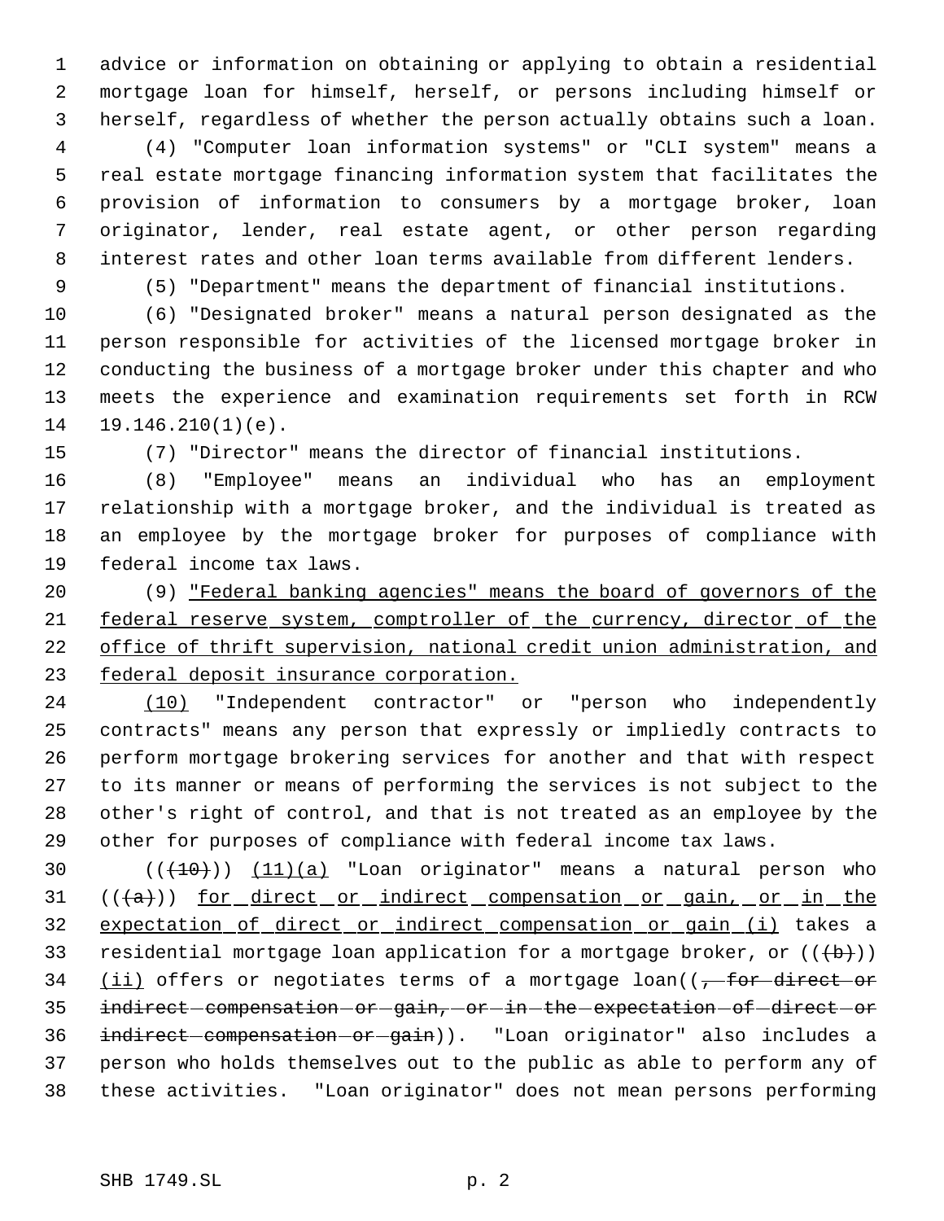advice or information on obtaining or applying to obtain a residential mortgage loan for himself, herself, or persons including himself or herself, regardless of whether the person actually obtains such a loan.

(4) "Computer loan information systems" or "CLI system" means a real estate mortgage financing information system that facilitates the provision of information to consumers by a mortgage broker, loan originator, lender, real estate agent, or other person regarding interest rates and other loan terms available from different lenders.

(5) "Department" means the department of financial institutions.

(6) "Designated broker" means a natural person designated as the person responsible for activities of the licensed mortgage broker in conducting the business of a mortgage broker under this chapter and who meets the experience and examination requirements set forth in RCW 19.146.210(1)(e).

(7) "Director" means the director of financial institutions.

(8) "Employee" means an individual who has an employment relationship with a mortgage broker, and the individual is treated as an employee by the mortgage broker for purposes of compliance with federal income tax laws.

(9) <u>"Federal banking agencies" means the board of governors of the federal reserve system, comptroller of the currency, director of the office of thrift supervision, national credit union administration, and federal deposit insurance corporation.</u>

<u>(10)</u> "Independent contractor" or "person who independently contracts" means any person that expressly or impliedly contracts to perform mortgage brokering services for another and that with respect to its manner or means of performing the services is not subject to the other's right of control, and that is not treated as an employee by the other for purposes of compliance with federal income tax laws.

((~~(10)~~)) <u>(11)(a)</u> "Loan originator" means a natural person who ((~~(a)~~)) <u>for direct or indirect compensation or gain, or in the expectation of direct or indirect compensation or gain (i)</u> takes a residential mortgage loan application for a mortgage broker, or ((~~(b)~~)) <u>(ii)</u> offers or negotiates terms of a mortgage loan((~~, for direct or indirect compensation or gain, or in the expectation of direct or indirect compensation or gain~~)). "Loan originator" also includes a person who holds themselves out to the public as able to perform any of these activities. "Loan originator" does not mean persons performing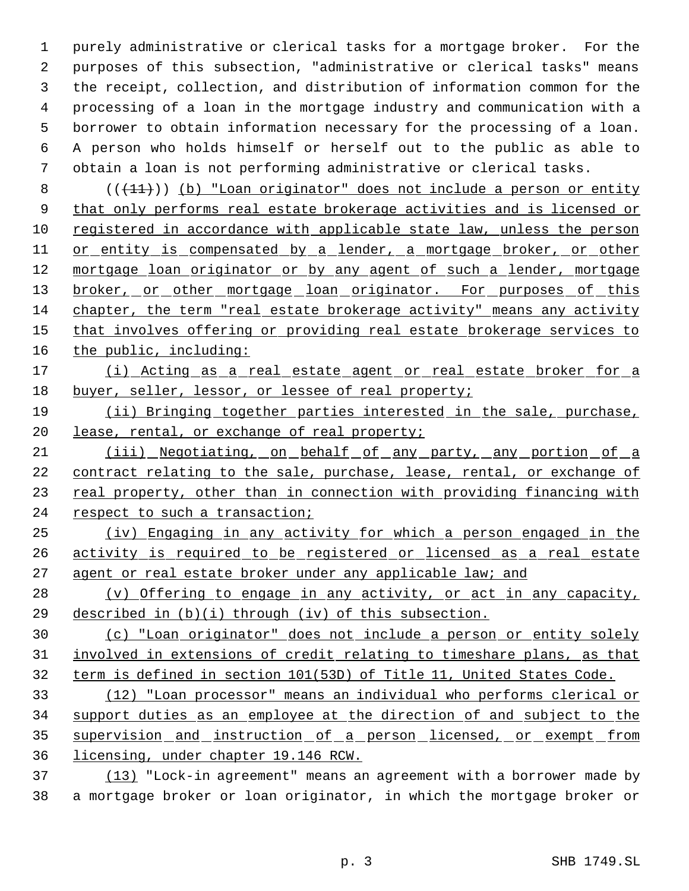purely administrative or clerical tasks for a mortgage broker. For the purposes of this subsection, "administrative or clerical tasks" means the receipt, collection, and distribution of information common for the processing of a loan in the mortgage industry and communication with a borrower to obtain information necessary for the processing of a loan. A person who holds himself or herself out to the public as able to obtain a loan is not performing administrative or clerical tasks.

~~((11))~~ (b) "Loan originator" does not include a person or entity that only performs real estate brokerage activities and is licensed or registered in accordance with applicable state law, unless the person or entity is compensated by a lender, a mortgage broker, or other mortgage loan originator or by any agent of such a lender, mortgage broker, or other mortgage loan originator. For purposes of this chapter, the term "real estate brokerage activity" means any activity that involves offering or providing real estate brokerage services to the public, including:

(i) Acting as a real estate agent or real estate broker for a buyer, seller, lessor, or lessee of real property;

(ii) Bringing together parties interested in the sale, purchase, lease, rental, or exchange of real property;

(iii) Negotiating, on behalf of any party, any portion of a contract relating to the sale, purchase, lease, rental, or exchange of real property, other than in connection with providing financing with respect to such a transaction;

(iv) Engaging in any activity for which a person engaged in the activity is required to be registered or licensed as a real estate agent or real estate broker under any applicable law; and

(v) Offering to engage in any activity, or act in any capacity, described in (b)(i) through (iv) of this subsection.

(c) "Loan originator" does not include a person or entity solely involved in extensions of credit relating to timeshare plans, as that term is defined in section 101(53D) of Title 11, United States Code.

(12) "Loan processor" means an individual who performs clerical or support duties as an employee at the direction of and subject to the supervision and instruction of a person licensed, or exempt from licensing, under chapter 19.146 RCW.

(13) "Lock-in agreement" means an agreement with a borrower made by a mortgage broker or loan originator, in which the mortgage broker or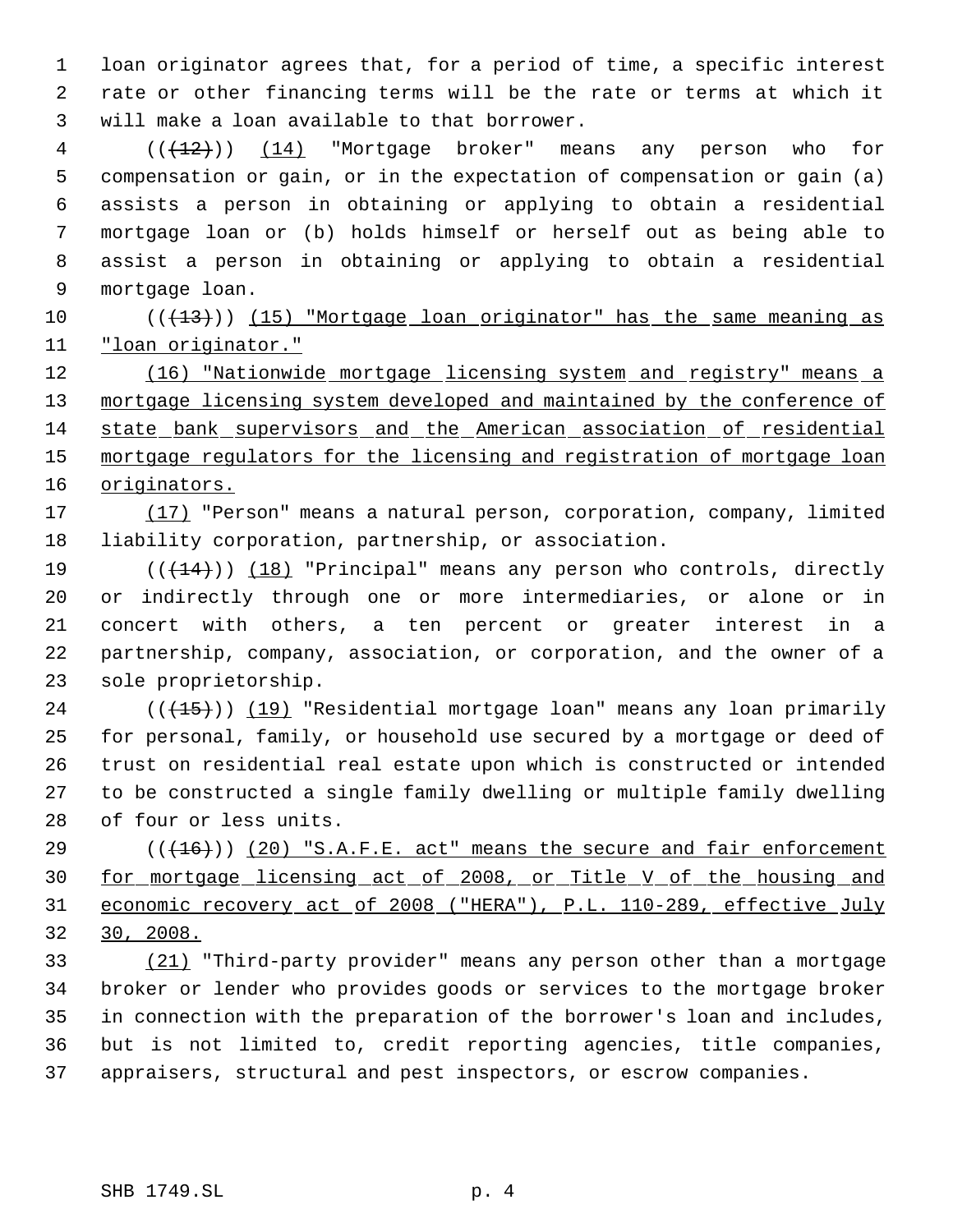loan originator agrees that, for a period of time, a specific interest rate or other financing terms will be the rate or terms at which it will make a loan available to that borrower.

((~~(12)~~)) <u>(14)</u> "Mortgage broker" means any person who for compensation or gain, or in the expectation of compensation or gain (a) assists a person in obtaining or applying to obtain a residential mortgage loan or (b) holds himself or herself out as being able to assist a person in obtaining or applying to obtain a residential mortgage loan.

((~~(13)~~)) <u>(15) "Mortgage loan originator" has the same meaning as "loan originator."</u>

<u>(16) "Nationwide mortgage licensing system and registry" means a mortgage licensing system developed and maintained by the conference of state bank supervisors and the American association of residential mortgage regulators for the licensing and registration of mortgage loan originators.</u>

<u>(17)</u> "Person" means a natural person, corporation, company, limited liability corporation, partnership, or association.

((~~(14)~~)) <u>(18)</u> "Principal" means any person who controls, directly or indirectly through one or more intermediaries, or alone or in concert with others, a ten percent or greater interest in a partnership, company, association, or corporation, and the owner of a sole proprietorship.

((~~(15)~~)) <u>(19)</u> "Residential mortgage loan" means any loan primarily for personal, family, or household use secured by a mortgage or deed of trust on residential real estate upon which is constructed or intended to be constructed a single family dwelling or multiple family dwelling of four or less units.

((~~(16)~~)) <u>(20) "S.A.F.E. act" means the secure and fair enforcement for mortgage licensing act of 2008, or Title V of the housing and economic recovery act of 2008 ("HERA"), P.L. 110-289, effective July 30, 2008.</u>

<u>(21)</u> "Third-party provider" means any person other than a mortgage broker or lender who provides goods or services to the mortgage broker in connection with the preparation of the borrower's loan and includes, but is not limited to, credit reporting agencies, title companies, appraisers, structural and pest inspectors, or escrow companies.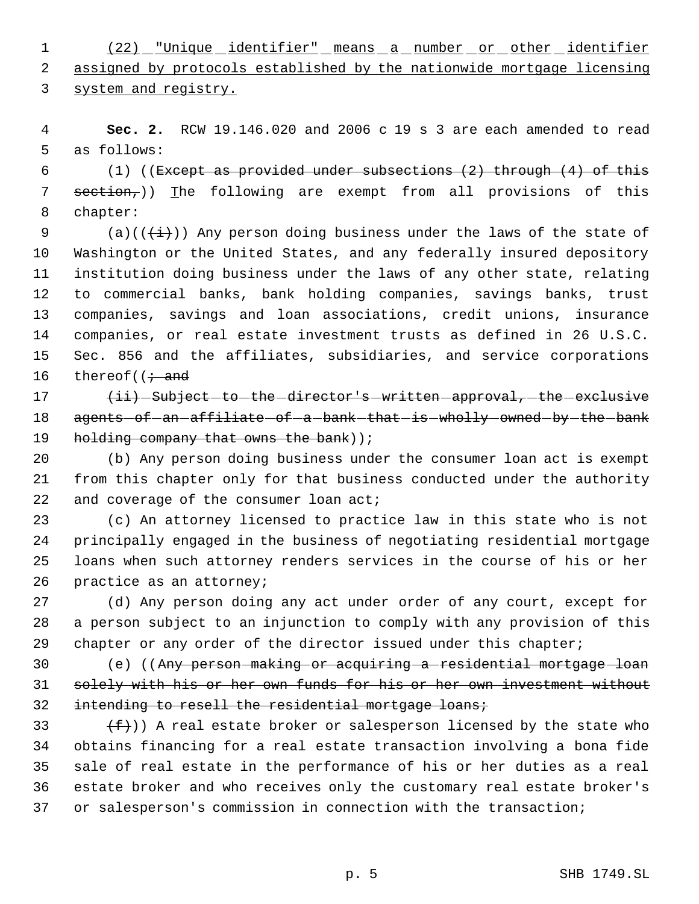(22) "Unique identifier" means a number or other identifier assigned by protocols established by the nationwide mortgage licensing system and registry.

**Sec. 2.** RCW 19.146.020 and 2006 c 19 s 3 are each amended to read as follows:

(1) ((~~Except as provided under subsections (2) through (4) of this section,~~)) The following are exempt from all provisions of this chapter:

(a)((~~(i)~~)) Any person doing business under the laws of the state of Washington or the United States, and any federally insured depository institution doing business under the laws of any other state, relating to commercial banks, bank holding companies, savings banks, trust companies, savings and loan associations, credit unions, insurance companies, or real estate investment trusts as defined in 26 U.S.C. Sec. 856 and the affiliates, subsidiaries, and service corporations thereof((~~; and~~

~~(ii) Subject to the director's written approval, the exclusive agents of an affiliate of a bank that is wholly owned by the bank holding company that owns the bank~~));

(b) Any person doing business under the consumer loan act is exempt from this chapter only for that business conducted under the authority and coverage of the consumer loan act;

(c) An attorney licensed to practice law in this state who is not principally engaged in the business of negotiating residential mortgage loans when such attorney renders services in the course of his or her practice as an attorney;

(d) Any person doing any act under order of any court, except for a person subject to an injunction to comply with any provision of this chapter or any order of the director issued under this chapter;

(e) ((~~Any person making or acquiring a residential mortgage loan solely with his or her own funds for his or her own investment without intending to resell the residential mortgage loans;~~

~~(f)~~)) A real estate broker or salesperson licensed by the state who obtains financing for a real estate transaction involving a bona fide sale of real estate in the performance of his or her duties as a real estate broker and who receives only the customary real estate broker's or salesperson's commission in connection with the transaction;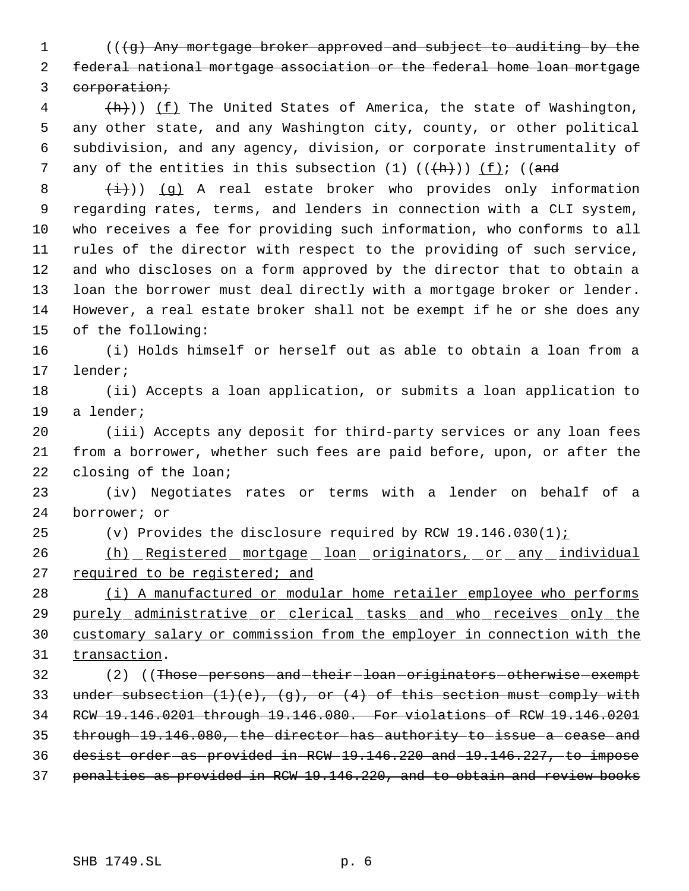(((g) Any mortgage broker approved and subject to auditing by the federal national mortgage association or the federal home loan mortgage corporation;

(h))) (f) The United States of America, the state of Washington, any other state, and any Washington city, county, or other political subdivision, and any agency, division, or corporate instrumentality of any of the entities in this subsection (1) (((h))) (f); ((and

(i))) (g) A real estate broker who provides only information regarding rates, terms, and lenders in connection with a CLI system, who receives a fee for providing such information, who conforms to all rules of the director with respect to the providing of such service, and who discloses on a form approved by the director that to obtain a loan the borrower must deal directly with a mortgage broker or lender. However, a real estate broker shall not be exempt if he or she does any of the following:

(i) Holds himself or herself out as able to obtain a loan from a lender;

(ii) Accepts a loan application, or submits a loan application to a lender;

(iii) Accepts any deposit for third-party services or any loan fees from a borrower, whether such fees are paid before, upon, or after the closing of the loan;

(iv) Negotiates rates or terms with a lender on behalf of a borrower; or

(v) Provides the disclosure required by RCW 19.146.030(1);

(h) Registered mortgage loan originators, or any individual required to be registered; and

(i) A manufactured or modular home retailer employee who performs purely administrative or clerical tasks and who receives only the customary salary or commission from the employer in connection with the transaction.

(2) ((Those persons and their loan originators otherwise exempt under subsection (1)(e), (g), or (4) of this section must comply with RCW 19.146.0201 through 19.146.080. For violations of RCW 19.146.0201 through 19.146.080, the director has authority to issue a cease and desist order as provided in RCW 19.146.220 and 19.146.227, to impose penalties as provided in RCW 19.146.220, and to obtain and review books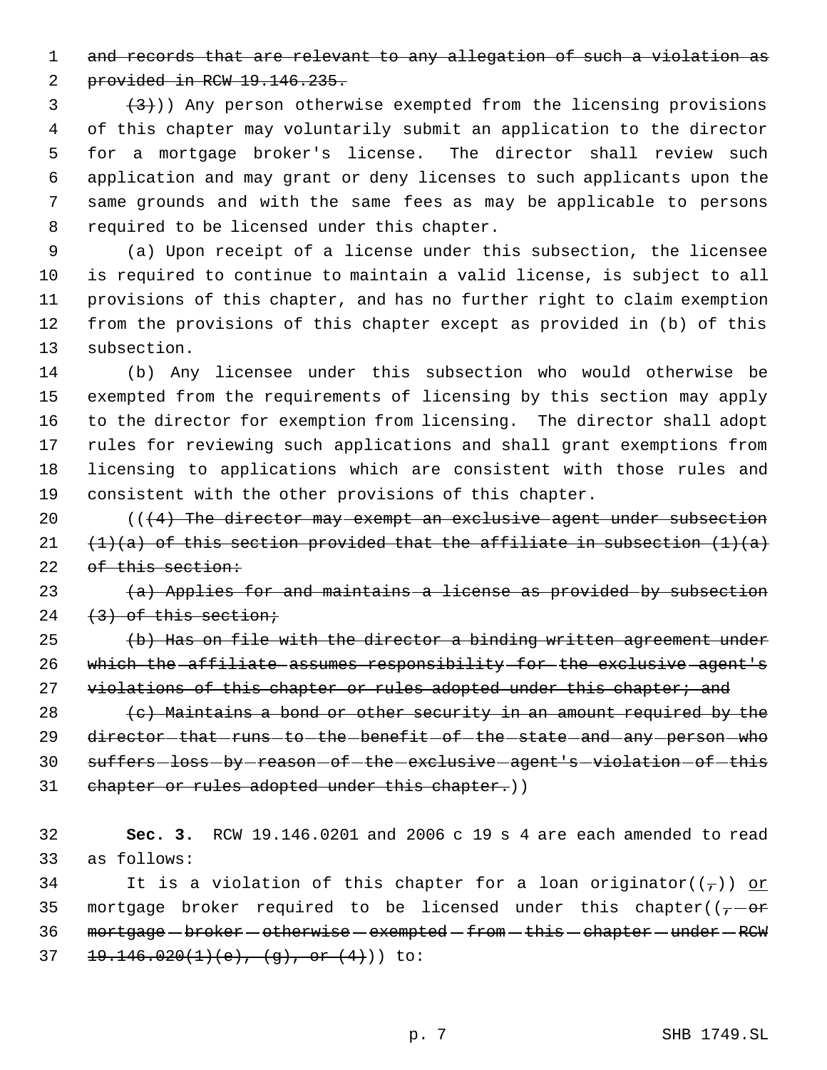~~and records that are relevant to any allegation of such a violation as provided in RCW 19.146.235.~~

~~(3)~~)) Any person otherwise exempted from the licensing provisions of this chapter may voluntarily submit an application to the director for a mortgage broker's license. The director shall review such application and may grant or deny licenses to such applicants upon the same grounds and with the same fees as may be applicable to persons required to be licensed under this chapter.

(a) Upon receipt of a license under this subsection, the licensee is required to continue to maintain a valid license, is subject to all provisions of this chapter, and has no further right to claim exemption from the provisions of this chapter except as provided in (b) of this subsection.

(b) Any licensee under this subsection who would otherwise be exempted from the requirements of licensing by this section may apply to the director for exemption from licensing. The director shall adopt rules for reviewing such applications and shall grant exemptions from licensing to applications which are consistent with those rules and consistent with the other provisions of this chapter.

((~~(4) The director may exempt an exclusive agent under subsection (1)(a) of this section provided that the affiliate in subsection (1)(a) of this section:~~

~~(a) Applies for and maintains a license as provided by subsection (3) of this section;~~

~~(b) Has on file with the director a binding written agreement under which the affiliate assumes responsibility for the exclusive agent's violations of this chapter or rules adopted under this chapter; and~~

~~(c) Maintains a bond or other security in an amount required by the director that runs to the benefit of the state and any person who suffers loss by reason of the exclusive agent's violation of this chapter or rules adopted under this chapter.~~))

**Sec. 3.** RCW 19.146.0201 and 2006 c 19 s 4 are each amended to read as follows:

It is a violation of this chapter for a loan originator((~~,~~)) <u>or</u> mortgage broker required to be licensed under this chapter((~~, or mortgage broker otherwise exempted from this chapter under RCW 19.146.020(1)(e), (g), or (4)~~)) to: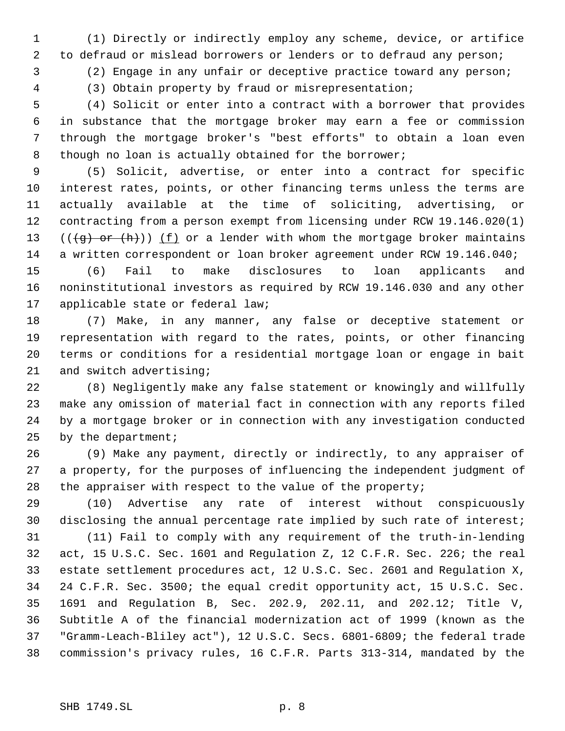(1) Directly or indirectly employ any scheme, device, or artifice to defraud or mislead borrowers or lenders or to defraud any person;

(2) Engage in any unfair or deceptive practice toward any person;

(3) Obtain property by fraud or misrepresentation;

(4) Solicit or enter into a contract with a borrower that provides in substance that the mortgage broker may earn a fee or commission through the mortgage broker's "best efforts" to obtain a loan even though no loan is actually obtained for the borrower;

(5) Solicit, advertise, or enter into a contract for specific interest rates, points, or other financing terms unless the terms are actually available at the time of soliciting, advertising, or contracting from a person exempt from licensing under RCW 19.146.020(1) ((~~(g) or (h)~~)) <u>(f)</u> or a lender with whom the mortgage broker maintains a written correspondent or loan broker agreement under RCW 19.146.040;

(6) Fail to make disclosures to loan applicants and noninstitutional investors as required by RCW 19.146.030 and any other applicable state or federal law;

(7) Make, in any manner, any false or deceptive statement or representation with regard to the rates, points, or other financing terms or conditions for a residential mortgage loan or engage in bait and switch advertising;

(8) Negligently make any false statement or knowingly and willfully make any omission of material fact in connection with any reports filed by a mortgage broker or in connection with any investigation conducted by the department;

(9) Make any payment, directly or indirectly, to any appraiser of a property, for the purposes of influencing the independent judgment of the appraiser with respect to the value of the property;

(10) Advertise any rate of interest without conspicuously disclosing the annual percentage rate implied by such rate of interest;

(11) Fail to comply with any requirement of the truth-in-lending act, 15 U.S.C. Sec. 1601 and Regulation Z, 12 C.F.R. Sec. 226; the real estate settlement procedures act, 12 U.S.C. Sec. 2601 and Regulation X, 24 C.F.R. Sec. 3500; the equal credit opportunity act, 15 U.S.C. Sec. 1691 and Regulation B, Sec. 202.9, 202.11, and 202.12; Title V, Subtitle A of the financial modernization act of 1999 (known as the "Gramm-Leach-Bliley act"), 12 U.S.C. Secs. 6801-6809; the federal trade commission's privacy rules, 16 C.F.R. Parts 313-314, mandated by the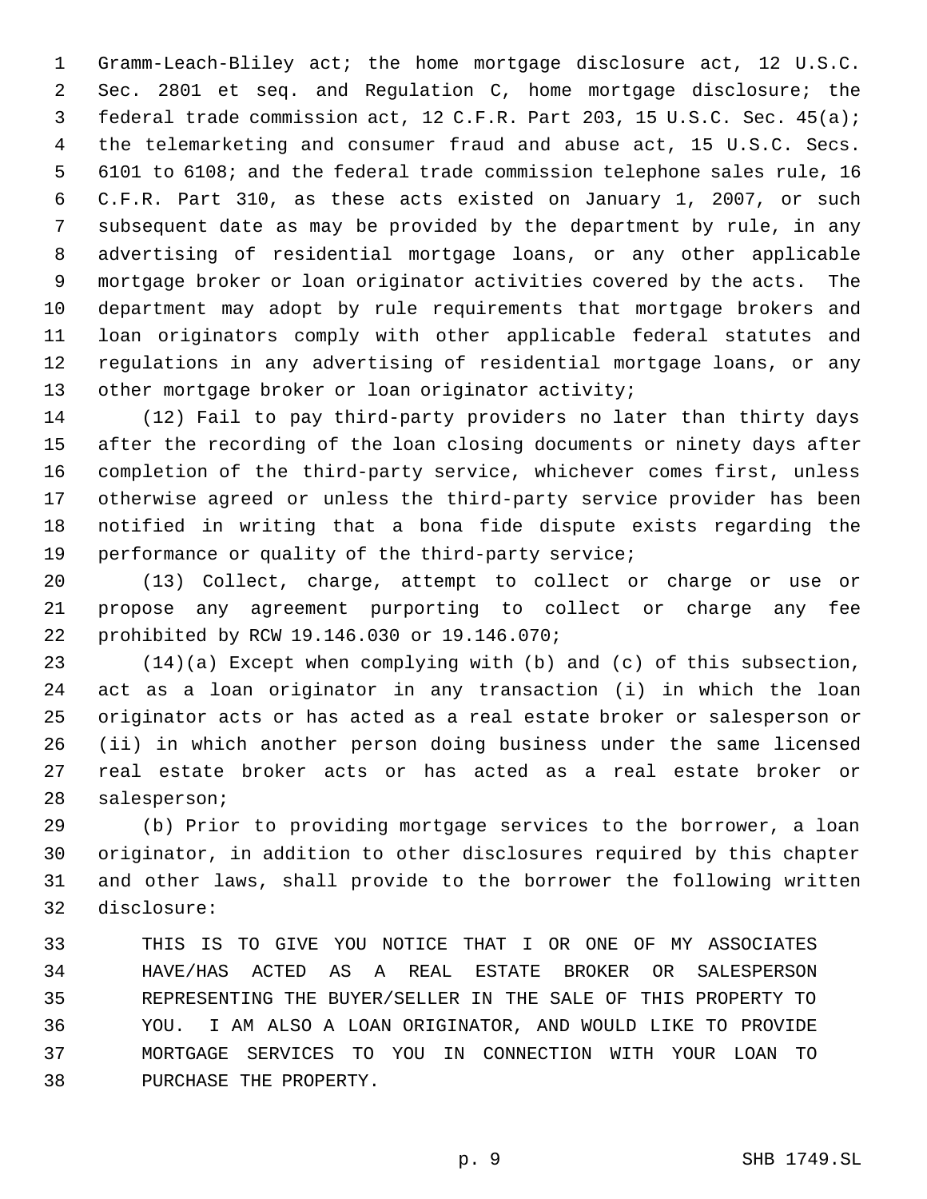Gramm-Leach-Bliley act; the home mortgage disclosure act, 12 U.S.C. Sec. 2801 et seq. and Regulation C, home mortgage disclosure; the federal trade commission act, 12 C.F.R. Part 203, 15 U.S.C. Sec. 45(a); the telemarketing and consumer fraud and abuse act, 15 U.S.C. Secs. 6101 to 6108; and the federal trade commission telephone sales rule, 16 C.F.R. Part 310, as these acts existed on January 1, 2007, or such subsequent date as may be provided by the department by rule, in any advertising of residential mortgage loans, or any other applicable mortgage broker or loan originator activities covered by the acts. The department may adopt by rule requirements that mortgage brokers and loan originators comply with other applicable federal statutes and regulations in any advertising of residential mortgage loans, or any other mortgage broker or loan originator activity;

(12) Fail to pay third-party providers no later than thirty days after the recording of the loan closing documents or ninety days after completion of the third-party service, whichever comes first, unless otherwise agreed or unless the third-party service provider has been notified in writing that a bona fide dispute exists regarding the performance or quality of the third-party service;

(13) Collect, charge, attempt to collect or charge or use or propose any agreement purporting to collect or charge any fee prohibited by RCW 19.146.030 or 19.146.070;

(14)(a) Except when complying with (b) and (c) of this subsection, act as a loan originator in any transaction (i) in which the loan originator acts or has acted as a real estate broker or salesperson or (ii) in which another person doing business under the same licensed real estate broker acts or has acted as a real estate broker or salesperson;

(b) Prior to providing mortgage services to the borrower, a loan originator, in addition to other disclosures required by this chapter and other laws, shall provide to the borrower the following written disclosure:

THIS IS TO GIVE YOU NOTICE THAT I OR ONE OF MY ASSOCIATES HAVE/HAS ACTED AS A REAL ESTATE BROKER OR SALESPERSON REPRESENTING THE BUYER/SELLER IN THE SALE OF THIS PROPERTY TO YOU. I AM ALSO A LOAN ORIGINATOR, AND WOULD LIKE TO PROVIDE MORTGAGE SERVICES TO YOU IN CONNECTION WITH YOUR LOAN TO PURCHASE THE PROPERTY.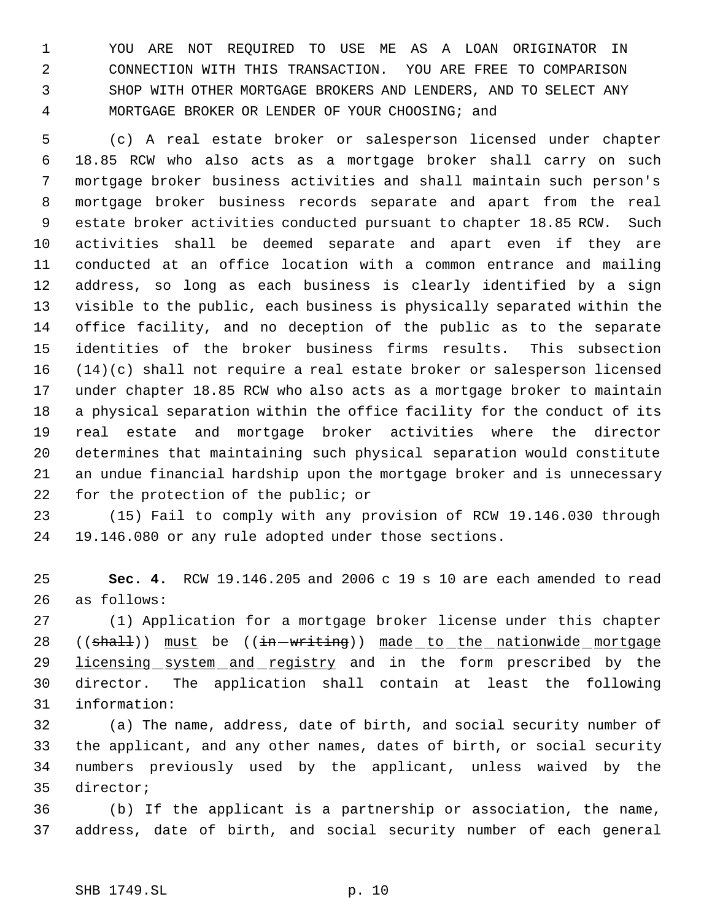YOU ARE NOT REQUIRED TO USE ME AS A LOAN ORIGINATOR IN CONNECTION WITH THIS TRANSACTION. YOU ARE FREE TO COMPARISON SHOP WITH OTHER MORTGAGE BROKERS AND LENDERS, AND TO SELECT ANY MORTGAGE BROKER OR LENDER OF YOUR CHOOSING; and

(c) A real estate broker or salesperson licensed under chapter 18.85 RCW who also acts as a mortgage broker shall carry on such mortgage broker business activities and shall maintain such person's mortgage broker business records separate and apart from the real estate broker activities conducted pursuant to chapter 18.85 RCW. Such activities shall be deemed separate and apart even if they are conducted at an office location with a common entrance and mailing address, so long as each business is clearly identified by a sign visible to the public, each business is physically separated within the office facility, and no deception of the public as to the separate identities of the broker business firms results. This subsection (14)(c) shall not require a real estate broker or salesperson licensed under chapter 18.85 RCW who also acts as a mortgage broker to maintain a physical separation within the office facility for the conduct of its real estate and mortgage broker activities where the director determines that maintaining such physical separation would constitute an undue financial hardship upon the mortgage broker and is unnecessary for the protection of the public; or

(15) Fail to comply with any provision of RCW 19.146.030 through 19.146.080 or any rule adopted under those sections.

**Sec. 4.** RCW 19.146.205 and 2006 c 19 s 10 are each amended to read as follows:

(1) Application for a mortgage broker license under this chapter ((~~shall~~)) <u>must</u> be ((~~in writing~~)) <u>made to the nationwide mortgage licensing system and registry</u> and in the form prescribed by the director. The application shall contain at least the following information:

(a) The name, address, date of birth, and social security number of the applicant, and any other names, dates of birth, or social security numbers previously used by the applicant, unless waived by the director;

(b) If the applicant is a partnership or association, the name, address, date of birth, and social security number of each general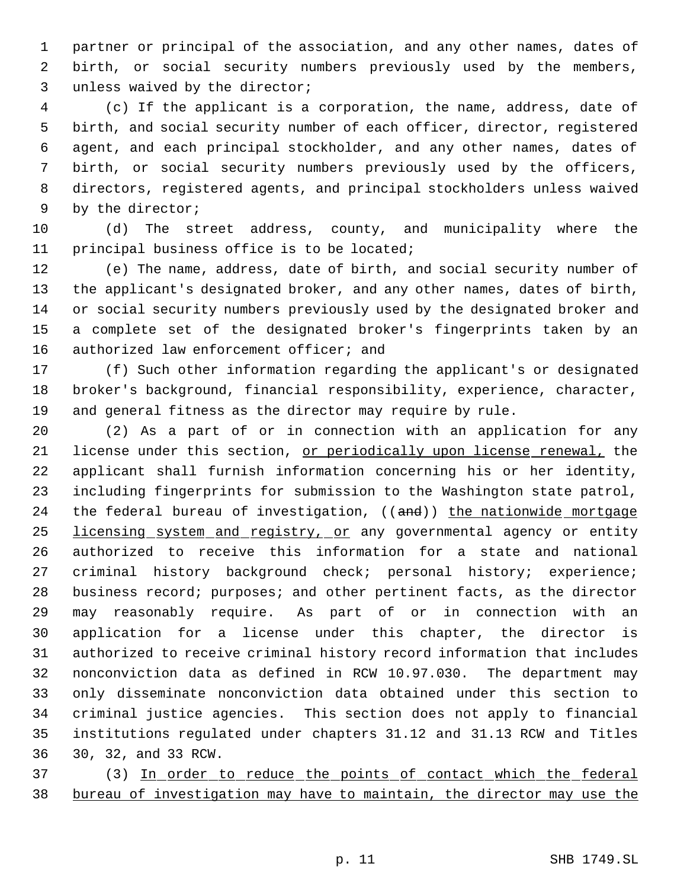partner or principal of the association, and any other names, dates of birth, or social security numbers previously used by the members, unless waived by the director;

(c) If the applicant is a corporation, the name, address, date of birth, and social security number of each officer, director, registered agent, and each principal stockholder, and any other names, dates of birth, or social security numbers previously used by the officers, directors, registered agents, and principal stockholders unless waived by the director;

(d) The street address, county, and municipality where the principal business office is to be located;

(e) The name, address, date of birth, and social security number of the applicant's designated broker, and any other names, dates of birth, or social security numbers previously used by the designated broker and a complete set of the designated broker's fingerprints taken by an authorized law enforcement officer; and

(f) Such other information regarding the applicant's or designated broker's background, financial responsibility, experience, character, and general fitness as the director may require by rule.

(2) As a part of or in connection with an application for any license under this section, <u>or periodically upon license renewal,</u> the applicant shall furnish information concerning his or her identity, including fingerprints for submission to the Washington state patrol, the federal bureau of investigation, ((~~and~~)) <u>the nationwide mortgage licensing system and registry, or</u> any governmental agency or entity authorized to receive this information for a state and national criminal history background check; personal history; experience; business record; purposes; and other pertinent facts, as the director may reasonably require. As part of or in connection with an application for a license under this chapter, the director is authorized to receive criminal history record information that includes nonconviction data as defined in RCW 10.97.030. The department may only disseminate nonconviction data obtained under this section to criminal justice agencies. This section does not apply to financial institutions regulated under chapters 31.12 and 31.13 RCW and Titles 30, 32, and 33 RCW.

(3) <u>In order to reduce the points of contact which the federal bureau of investigation may have to maintain, the director may use the</u>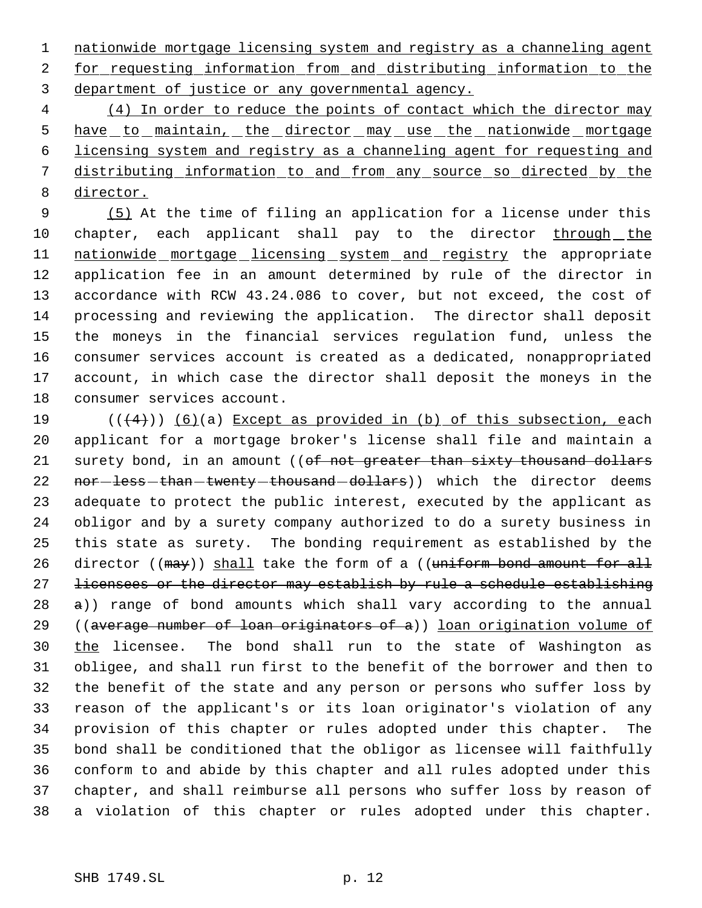nationwide mortgage licensing system and registry as a channeling agent for requesting information from and distributing information to the department of justice or any governmental agency.

(4) In order to reduce the points of contact which the director may have to maintain, the director may use the nationwide mortgage licensing system and registry as a channeling agent for requesting and distributing information to and from any source so directed by the director.

(5) At the time of filing an application for a license under this chapter, each applicant shall pay to the director through the nationwide mortgage licensing system and registry the appropriate application fee in an amount determined by rule of the director in accordance with RCW 43.24.086 to cover, but not exceed, the cost of processing and reviewing the application. The director shall deposit the moneys in the financial services regulation fund, unless the consumer services account is created as a dedicated, nonappropriated account, in which case the director shall deposit the moneys in the consumer services account.

(((4))) (6)(a) Except as provided in (b) of this subsection, each applicant for a mortgage broker's license shall file and maintain a surety bond, in an amount ((of not greater than sixty thousand dollars nor less than twenty thousand dollars)) which the director deems adequate to protect the public interest, executed by the applicant as obligor and by a surety company authorized to do a surety business in this state as surety. The bonding requirement as established by the director ((may)) shall take the form of a ((uniform bond amount for all licensees or the director may establish by rule a schedule establishing a)) range of bond amounts which shall vary according to the annual ((average number of loan originators of a)) loan origination volume of the licensee. The bond shall run to the state of Washington as obligee, and shall run first to the benefit of the borrower and then to the benefit of the state and any person or persons who suffer loss by reason of the applicant's or its loan originator's violation of any provision of this chapter or rules adopted under this chapter. The bond shall be conditioned that the obligor as licensee will faithfully conform to and abide by this chapter and all rules adopted under this chapter, and shall reimburse all persons who suffer loss by reason of a violation of this chapter or rules adopted under this chapter.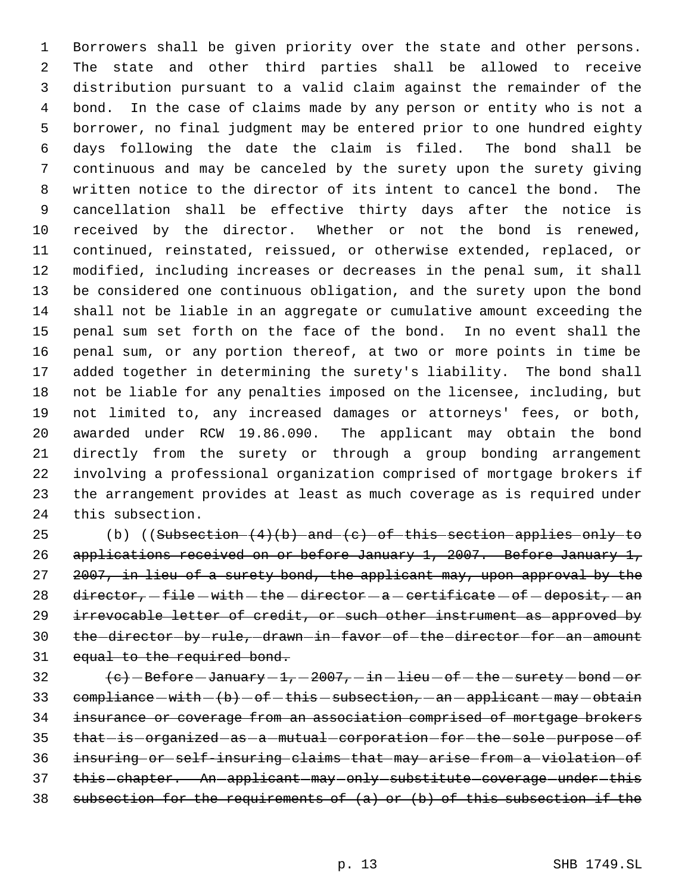Borrowers shall be given priority over the state and other persons. The state and other third parties shall be allowed to receive distribution pursuant to a valid claim against the remainder of the bond. In the case of claims made by any person or entity who is not a borrower, no final judgment may be entered prior to one hundred eighty days following the date the claim is filed. The bond shall be continuous and may be canceled by the surety upon the surety giving written notice to the director of its intent to cancel the bond. The cancellation shall be effective thirty days after the notice is received by the director. Whether or not the bond is renewed, continued, reinstated, reissued, or otherwise extended, replaced, or modified, including increases or decreases in the penal sum, it shall be considered one continuous obligation, and the surety upon the bond shall not be liable in an aggregate or cumulative amount exceeding the penal sum set forth on the face of the bond. In no event shall the penal sum, or any portion thereof, at two or more points in time be added together in determining the surety's liability. The bond shall not be liable for any penalties imposed on the licensee, including, but not limited to, any increased damages or attorneys' fees, or both, awarded under RCW 19.86.090. The applicant may obtain the bond directly from the surety or through a group bonding arrangement involving a professional organization comprised of mortgage brokers if the arrangement provides at least as much coverage as is required under this subsection.

(b) ((~~Subsection (4)(b) and (c) of this section applies only to applications received on or before January 1, 2007. Before January 1, 2007, in lieu of a surety bond, the applicant may, upon approval by the director, file with the director a certificate of deposit, an irrevocable letter of credit, or such other instrument as approved by the director by rule, drawn in favor of the director for an amount equal to the required bond.~~

~~(c) Before January 1, 2007, in lieu of the surety bond or compliance with (b) of this subsection, an applicant may obtain insurance or coverage from an association comprised of mortgage brokers that is organized as a mutual corporation for the sole purpose of insuring or self-insuring claims that may arise from a violation of this chapter. An applicant may only substitute coverage under this subsection for the requirements of (a) or (b) of this subsection if the~~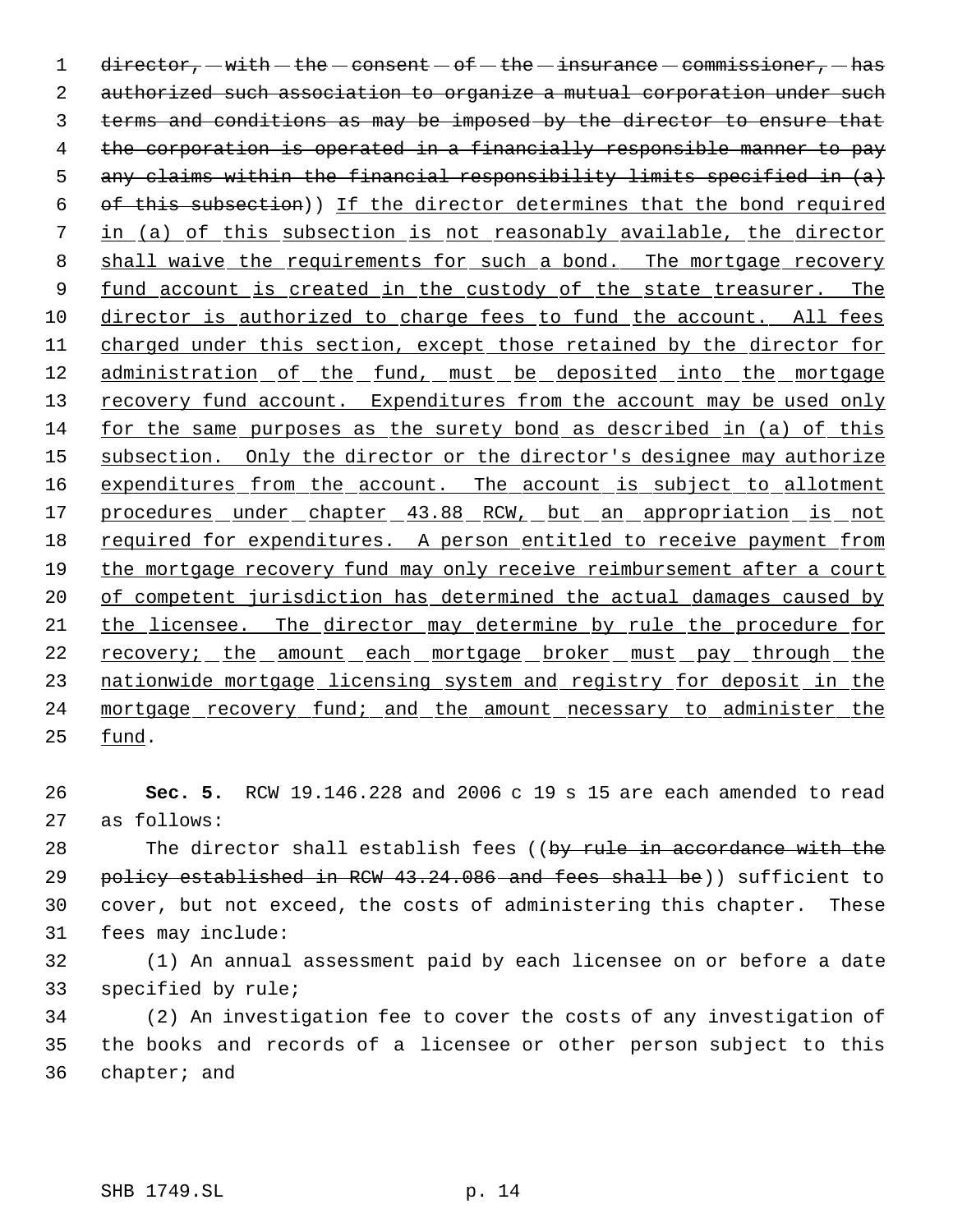director, with the consent of the insurance commissioner, has authorized such association to organize a mutual corporation under such terms and conditions as may be imposed by the director to ensure that the corporation is operated in a financially responsible manner to pay any claims within the financial responsibility limits specified in (a) of this subsection)) If the director determines that the bond required in (a) of this subsection is not reasonably available, the director shall waive the requirements for such a bond. The mortgage recovery fund account is created in the custody of the state treasurer. The director is authorized to charge fees to fund the account. All fees charged under this section, except those retained by the director for administration of the fund, must be deposited into the mortgage recovery fund account. Expenditures from the account may be used only for the same purposes as the surety bond as described in (a) of this subsection. Only the director or the director's designee may authorize expenditures from the account. The account is subject to allotment procedures under chapter 43.88 RCW, but an appropriation is not required for expenditures. A person entitled to receive payment from the mortgage recovery fund may only receive reimbursement after a court of competent jurisdiction has determined the actual damages caused by the licensee. The director may determine by rule the procedure for recovery; the amount each mortgage broker must pay through the nationwide mortgage licensing system and registry for deposit in the mortgage recovery fund; and the amount necessary to administer the fund.

**Sec. 5.** RCW 19.146.228 and 2006 c 19 s 15 are each amended to read as follows:

The director shall establish fees ((by rule in accordance with the policy established in RCW 43.24.086 and fees shall be)) sufficient to cover, but not exceed, the costs of administering this chapter. These fees may include:

(1) An annual assessment paid by each licensee on or before a date specified by rule;

(2) An investigation fee to cover the costs of any investigation of the books and records of a licensee or other person subject to this chapter; and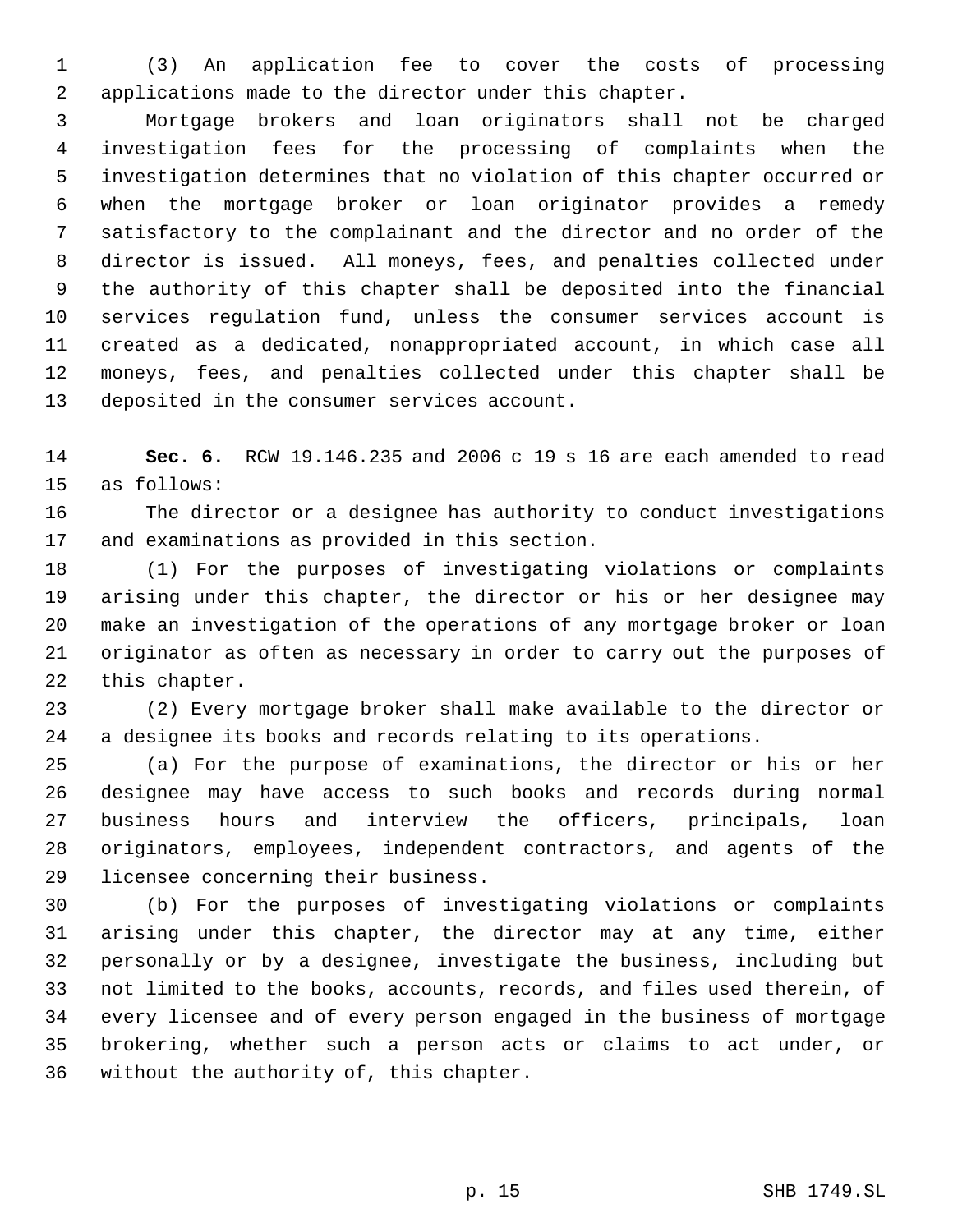(3) An application fee to cover the costs of processing applications made to the director under this chapter.

Mortgage brokers and loan originators shall not be charged investigation fees for the processing of complaints when the investigation determines that no violation of this chapter occurred or when the mortgage broker or loan originator provides a remedy satisfactory to the complainant and the director and no order of the director is issued. All moneys, fees, and penalties collected under the authority of this chapter shall be deposited into the financial services regulation fund, unless the consumer services account is created as a dedicated, nonappropriated account, in which case all moneys, fees, and penalties collected under this chapter shall be deposited in the consumer services account.

**Sec. 6.** RCW 19.146.235 and 2006 c 19 s 16 are each amended to read as follows:

The director or a designee has authority to conduct investigations and examinations as provided in this section.

(1) For the purposes of investigating violations or complaints arising under this chapter, the director or his or her designee may make an investigation of the operations of any mortgage broker or loan originator as often as necessary in order to carry out the purposes of this chapter.

(2) Every mortgage broker shall make available to the director or a designee its books and records relating to its operations.

(a) For the purpose of examinations, the director or his or her designee may have access to such books and records during normal business hours and interview the officers, principals, loan originators, employees, independent contractors, and agents of the licensee concerning their business.

(b) For the purposes of investigating violations or complaints arising under this chapter, the director may at any time, either personally or by a designee, investigate the business, including but not limited to the books, accounts, records, and files used therein, of every licensee and of every person engaged in the business of mortgage brokering, whether such a person acts or claims to act under, or without the authority of, this chapter.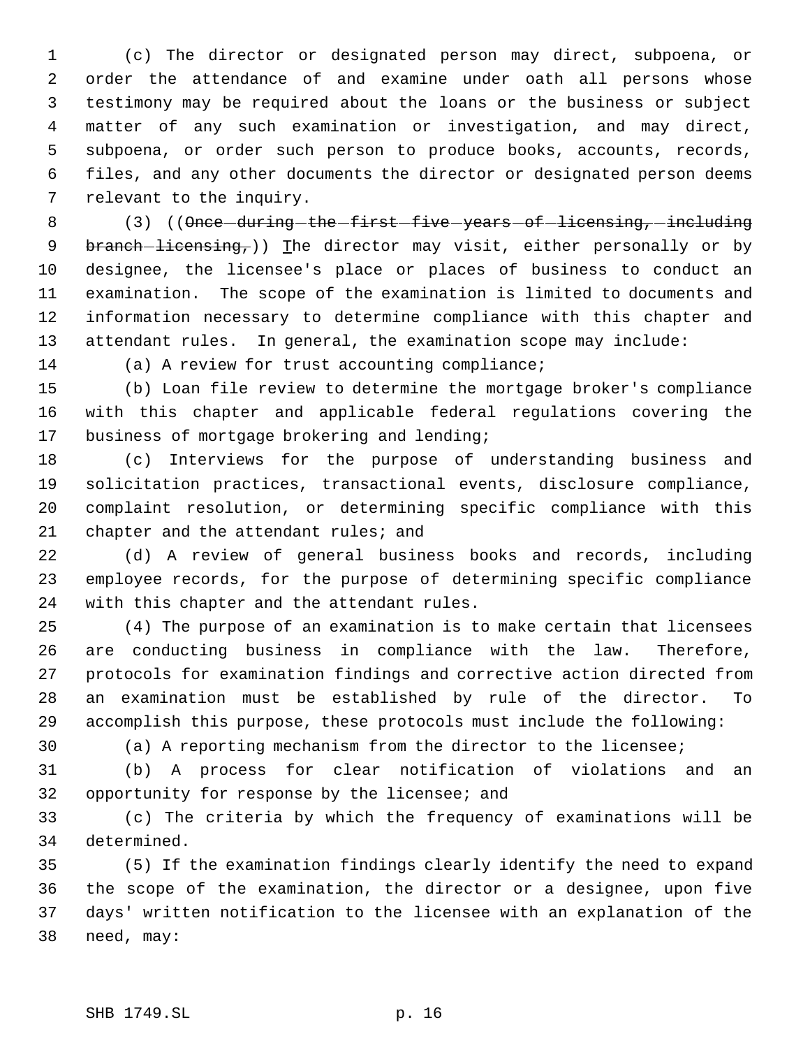(c) The director or designated person may direct, subpoena, or order the attendance of and examine under oath all persons whose testimony may be required about the loans or the business or subject matter of any such examination or investigation, and may direct, subpoena, or order such person to produce books, accounts, records, files, and any other documents the director or designated person deems relevant to the inquiry.

(3) ((~~Once during the first five years of licensing, including branch licensing,~~)) The director may visit, either personally or by designee, the licensee's place or places of business to conduct an examination. The scope of the examination is limited to documents and information necessary to determine compliance with this chapter and attendant rules. In general, the examination scope may include:

(a) A review for trust accounting compliance;

(b) Loan file review to determine the mortgage broker's compliance with this chapter and applicable federal regulations covering the business of mortgage brokering and lending;

(c) Interviews for the purpose of understanding business and solicitation practices, transactional events, disclosure compliance, complaint resolution, or determining specific compliance with this chapter and the attendant rules; and

(d) A review of general business books and records, including employee records, for the purpose of determining specific compliance with this chapter and the attendant rules.

(4) The purpose of an examination is to make certain that licensees are conducting business in compliance with the law. Therefore, protocols for examination findings and corrective action directed from an examination must be established by rule of the director. To accomplish this purpose, these protocols must include the following:

(a) A reporting mechanism from the director to the licensee;

(b) A process for clear notification of violations and an opportunity for response by the licensee; and

(c) The criteria by which the frequency of examinations will be determined.

(5) If the examination findings clearly identify the need to expand the scope of the examination, the director or a designee, upon five days' written notification to the licensee with an explanation of the need, may: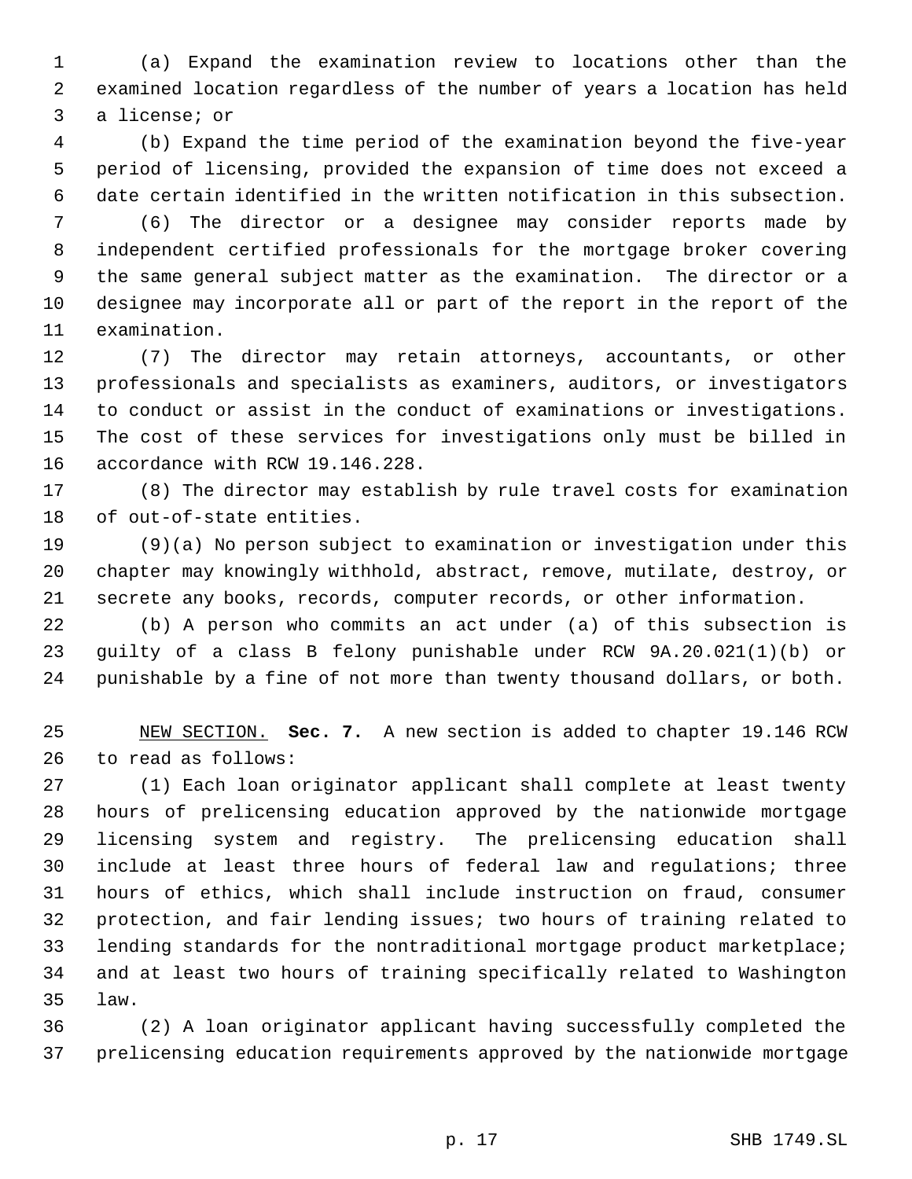(a) Expand the examination review to locations other than the examined location regardless of the number of years a location has held a license; or

(b) Expand the time period of the examination beyond the five-year period of licensing, provided the expansion of time does not exceed a date certain identified in the written notification in this subsection.

(6) The director or a designee may consider reports made by independent certified professionals for the mortgage broker covering the same general subject matter as the examination. The director or a designee may incorporate all or part of the report in the report of the examination.

(7) The director may retain attorneys, accountants, or other professionals and specialists as examiners, auditors, or investigators to conduct or assist in the conduct of examinations or investigations. The cost of these services for investigations only must be billed in accordance with RCW 19.146.228.

(8) The director may establish by rule travel costs for examination of out-of-state entities.

(9)(a) No person subject to examination or investigation under this chapter may knowingly withhold, abstract, remove, mutilate, destroy, or secrete any books, records, computer records, or other information.

(b) A person who commits an act under (a) of this subsection is guilty of a class B felony punishable under RCW 9A.20.021(1)(b) or punishable by a fine of not more than twenty thousand dollars, or both.

NEW SECTION. **Sec. 7.** A new section is added to chapter 19.146 RCW to read as follows:

(1) Each loan originator applicant shall complete at least twenty hours of prelicensing education approved by the nationwide mortgage licensing system and registry. The prelicensing education shall include at least three hours of federal law and regulations; three hours of ethics, which shall include instruction on fraud, consumer protection, and fair lending issues; two hours of training related to lending standards for the nontraditional mortgage product marketplace; and at least two hours of training specifically related to Washington law.

(2) A loan originator applicant having successfully completed the prelicensing education requirements approved by the nationwide mortgage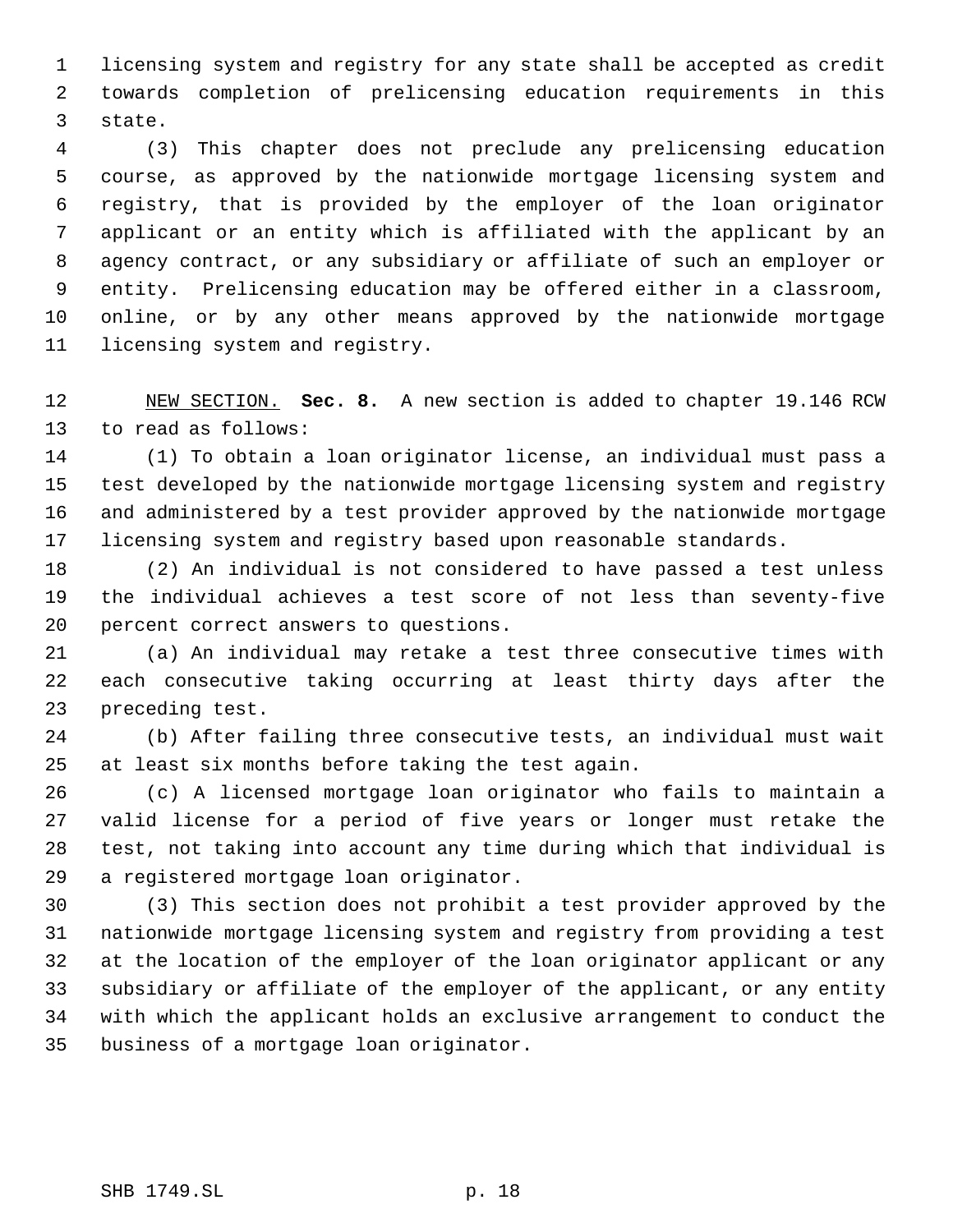licensing system and registry for any state shall be accepted as credit towards completion of prelicensing education requirements in this state.

(3) This chapter does not preclude any prelicensing education course, as approved by the nationwide mortgage licensing system and registry, that is provided by the employer of the loan originator applicant or an entity which is affiliated with the applicant by an agency contract, or any subsidiary or affiliate of such an employer or entity. Prelicensing education may be offered either in a classroom, online, or by any other means approved by the nationwide mortgage licensing system and registry.

NEW SECTION. **Sec. 8.** A new section is added to chapter 19.146 RCW to read as follows:

(1) To obtain a loan originator license, an individual must pass a test developed by the nationwide mortgage licensing system and registry and administered by a test provider approved by the nationwide mortgage licensing system and registry based upon reasonable standards.

(2) An individual is not considered to have passed a test unless the individual achieves a test score of not less than seventy-five percent correct answers to questions.

(a) An individual may retake a test three consecutive times with each consecutive taking occurring at least thirty days after the preceding test.

(b) After failing three consecutive tests, an individual must wait at least six months before taking the test again.

(c) A licensed mortgage loan originator who fails to maintain a valid license for a period of five years or longer must retake the test, not taking into account any time during which that individual is a registered mortgage loan originator.

(3) This section does not prohibit a test provider approved by the nationwide mortgage licensing system and registry from providing a test at the location of the employer of the loan originator applicant or any subsidiary or affiliate of the employer of the applicant, or any entity with which the applicant holds an exclusive arrangement to conduct the business of a mortgage loan originator.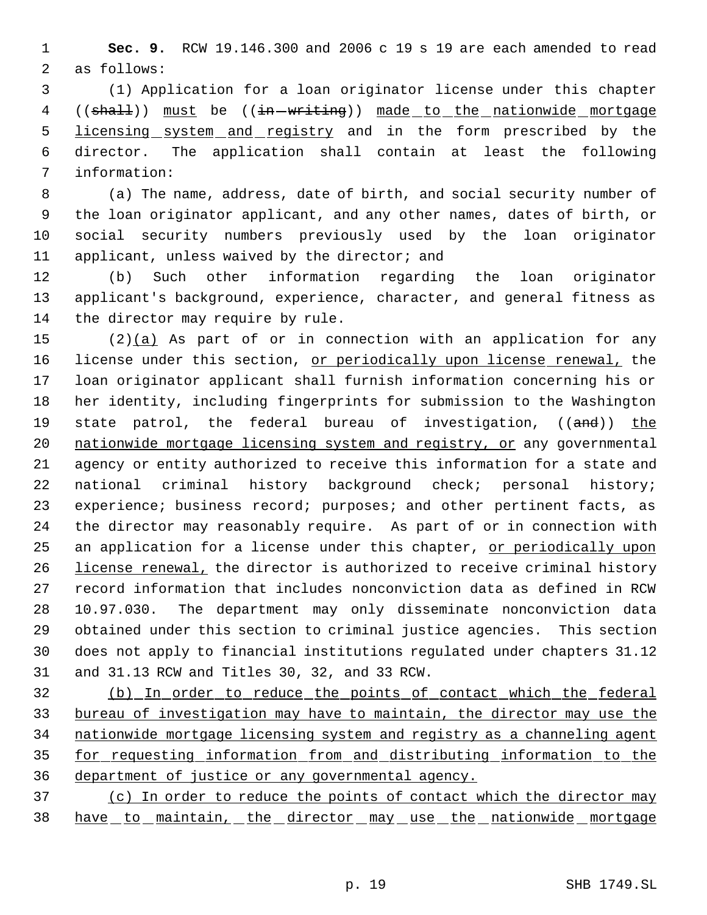**Sec. 9.** RCW 19.146.300 and 2006 c 19 s 19 are each amended to read as follows:

(1) Application for a loan originator license under this chapter ((~~shall~~)) <u>must</u> be ((~~in writing~~)) <u>made to the nationwide mortgage licensing system and registry</u> and in the form prescribed by the director. The application shall contain at least the following information:

(a) The name, address, date of birth, and social security number of the loan originator applicant, and any other names, dates of birth, or social security numbers previously used by the loan originator applicant, unless waived by the director; and

(b) Such other information regarding the loan originator applicant's background, experience, character, and general fitness as the director may require by rule.

(2)<u>(a)</u> As part of or in connection with an application for any license under this section, <u>or periodically upon license renewal,</u> the loan originator applicant shall furnish information concerning his or her identity, including fingerprints for submission to the Washington state patrol, the federal bureau of investigation, ((~~and~~)) <u>the nationwide mortgage licensing system and registry, or</u> any governmental agency or entity authorized to receive this information for a state and national criminal history background check; personal history; experience; business record; purposes; and other pertinent facts, as the director may reasonably require. As part of or in connection with an application for a license under this chapter, <u>or periodically upon license renewal,</u> the director is authorized to receive criminal history record information that includes nonconviction data as defined in RCW 10.97.030. The department may only disseminate nonconviction data obtained under this section to criminal justice agencies. This section does not apply to financial institutions regulated under chapters 31.12 and 31.13 RCW and Titles 30, 32, and 33 RCW.

<u>(b) In order to reduce the points of contact which the federal bureau of investigation may have to maintain, the director may use the nationwide mortgage licensing system and registry as a channeling agent for requesting information from and distributing information to the department of justice or any governmental agency.</u>

<u>(c) In order to reduce the points of contact which the director may have to maintain, the director may use the nationwide mortgage</u>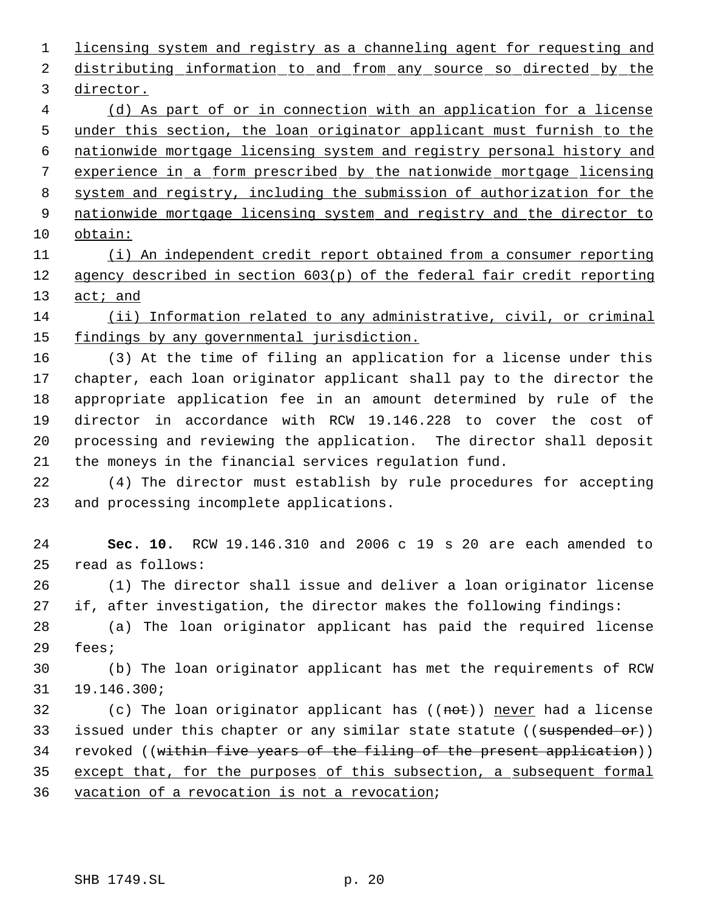licensing system and registry as a channeling agent for requesting and distributing information to and from any source so directed by the director.

(d) As part of or in connection with an application for a license under this section, the loan originator applicant must furnish to the nationwide mortgage licensing system and registry personal history and experience in a form prescribed by the nationwide mortgage licensing system and registry, including the submission of authorization for the nationwide mortgage licensing system and registry and the director to obtain:

(i) An independent credit report obtained from a consumer reporting agency described in section 603(p) of the federal fair credit reporting act; and

(ii) Information related to any administrative, civil, or criminal findings by any governmental jurisdiction.

(3) At the time of filing an application for a license under this chapter, each loan originator applicant shall pay to the director the appropriate application fee in an amount determined by rule of the director in accordance with RCW 19.146.228 to cover the cost of processing and reviewing the application. The director shall deposit the moneys in the financial services regulation fund.

(4) The director must establish by rule procedures for accepting and processing incomplete applications.

**Sec. 10.** RCW 19.146.310 and 2006 c 19 s 20 are each amended to read as follows:

(1) The director shall issue and deliver a loan originator license if, after investigation, the director makes the following findings:

(a) The loan originator applicant has paid the required license fees;

(b) The loan originator applicant has met the requirements of RCW 19.146.300;

(c) The loan originator applicant has ((~~not~~)) never had a license issued under this chapter or any similar state statute ((~~suspended or~~)) revoked ((~~within five years of the filing of the present application~~)) except that, for the purposes of this subsection, a subsequent formal vacation of a revocation is not a revocation;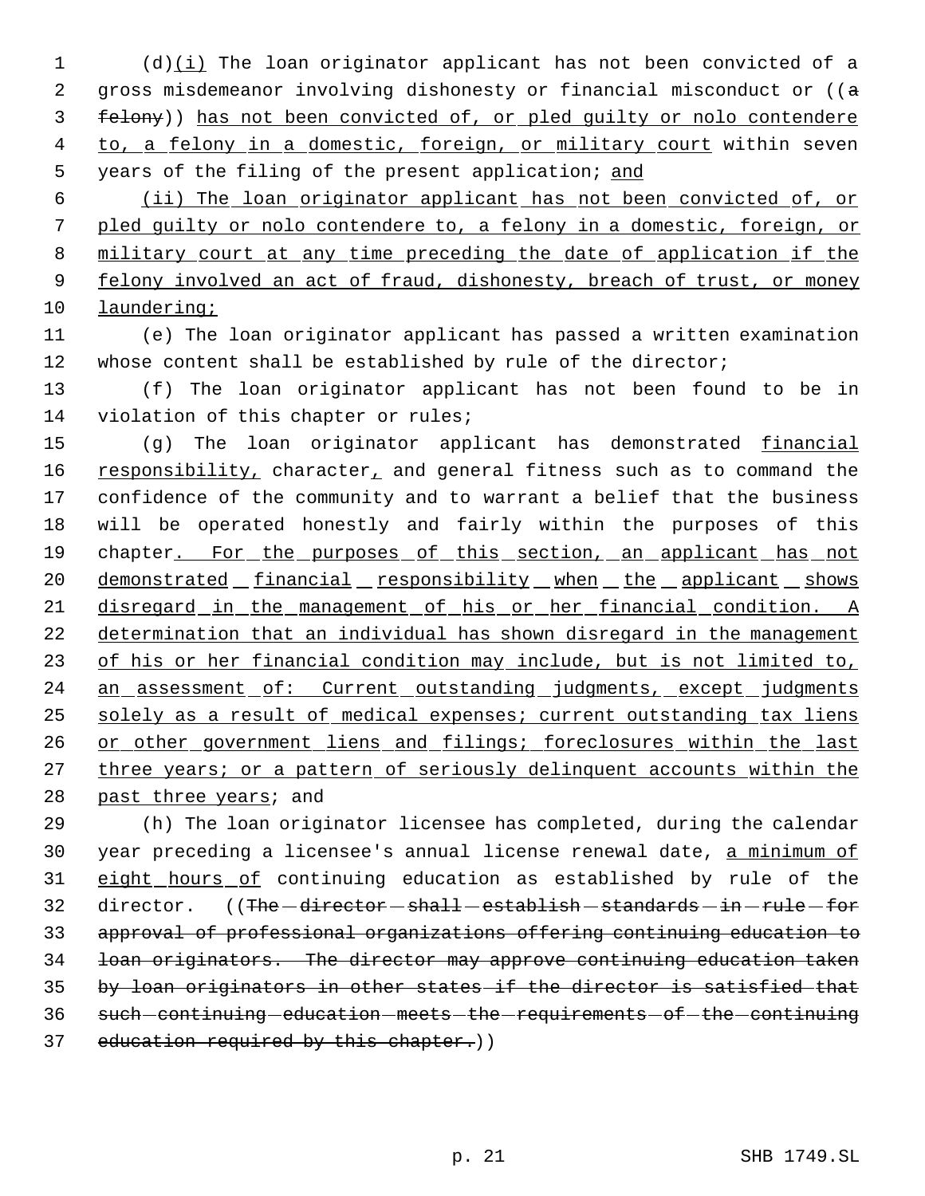(d)(i) The loan originator applicant has not been convicted of a gross misdemeanor involving dishonesty or financial misconduct or ((a felony)) has not been convicted of, or pled guilty or nolo contendere to, a felony in a domestic, foreign, or military court within seven years of the filing of the present application; and

(ii) The loan originator applicant has not been convicted of, or pled guilty or nolo contendere to, a felony in a domestic, foreign, or military court at any time preceding the date of application if the felony involved an act of fraud, dishonesty, breach of trust, or money laundering;

(e) The loan originator applicant has passed a written examination whose content shall be established by rule of the director;

(f) The loan originator applicant has not been found to be in violation of this chapter or rules;

(g) The loan originator applicant has demonstrated financial responsibility, character, and general fitness such as to command the confidence of the community and to warrant a belief that the business will be operated honestly and fairly within the purposes of this chapter. For the purposes of this section, an applicant has not demonstrated financial responsibility when the applicant shows disregard in the management of his or her financial condition. A determination that an individual has shown disregard in the management of his or her financial condition may include, but is not limited to, an assessment of: Current outstanding judgments, except judgments solely as a result of medical expenses; current outstanding tax liens or other government liens and filings; foreclosures within the last three years; or a pattern of seriously delinquent accounts within the past three years; and

(h) The loan originator licensee has completed, during the calendar year preceding a licensee's annual license renewal date, a minimum of eight hours of continuing education as established by rule of the director. ((The director shall establish standards in rule for approval of professional organizations offering continuing education to loan originators. The director may approve continuing education taken by loan originators in other states if the director is satisfied that such continuing education meets the requirements of the continuing education required by this chapter.))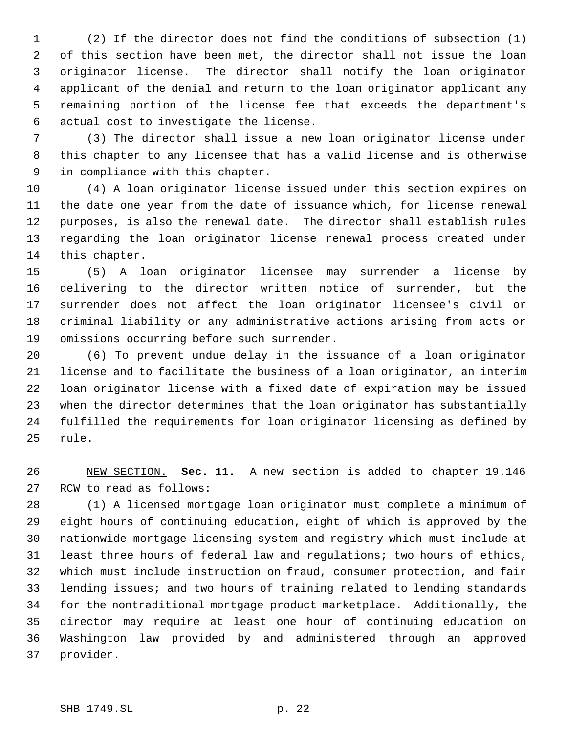(2) If the director does not find the conditions of subsection (1) of this section have been met, the director shall not issue the loan originator license. The director shall notify the loan originator applicant of the denial and return to the loan originator applicant any remaining portion of the license fee that exceeds the department's actual cost to investigate the license.

(3) The director shall issue a new loan originator license under this chapter to any licensee that has a valid license and is otherwise in compliance with this chapter.

(4) A loan originator license issued under this section expires on the date one year from the date of issuance which, for license renewal purposes, is also the renewal date. The director shall establish rules regarding the loan originator license renewal process created under this chapter.

(5) A loan originator licensee may surrender a license by delivering to the director written notice of surrender, but the surrender does not affect the loan originator licensee's civil or criminal liability or any administrative actions arising from acts or omissions occurring before such surrender.

(6) To prevent undue delay in the issuance of a loan originator license and to facilitate the business of a loan originator, an interim loan originator license with a fixed date of expiration may be issued when the director determines that the loan originator has substantially fulfilled the requirements for loan originator licensing as defined by rule.

NEW SECTION. **Sec. 11.** A new section is added to chapter 19.146 RCW to read as follows:

(1) A licensed mortgage loan originator must complete a minimum of eight hours of continuing education, eight of which is approved by the nationwide mortgage licensing system and registry which must include at least three hours of federal law and regulations; two hours of ethics, which must include instruction on fraud, consumer protection, and fair lending issues; and two hours of training related to lending standards for the nontraditional mortgage product marketplace. Additionally, the director may require at least one hour of continuing education on Washington law provided by and administered through an approved provider.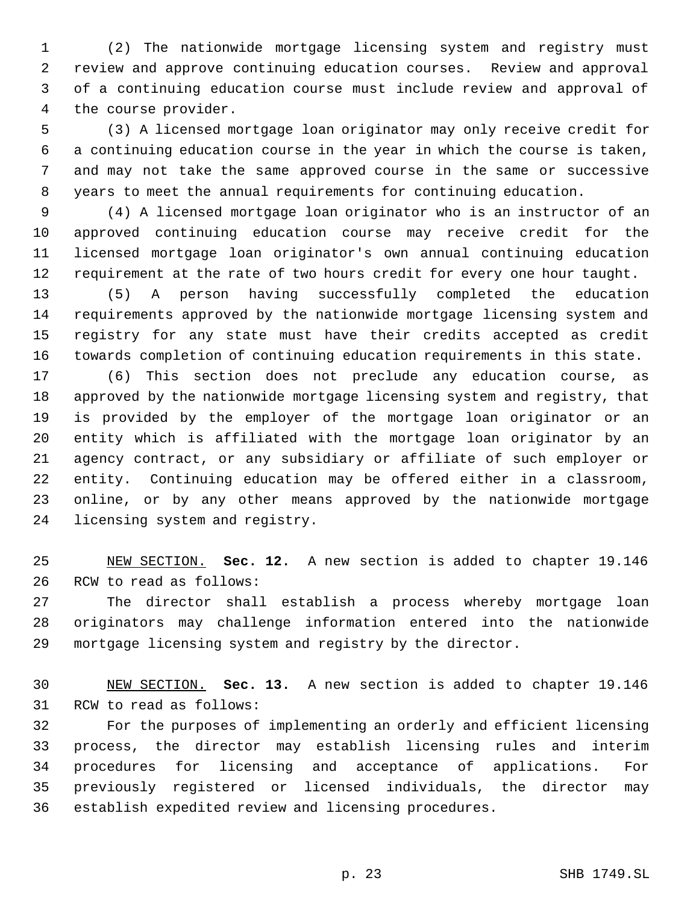(2) The nationwide mortgage licensing system and registry must review and approve continuing education courses. Review and approval of a continuing education course must include review and approval of the course provider.

(3) A licensed mortgage loan originator may only receive credit for a continuing education course in the year in which the course is taken, and may not take the same approved course in the same or successive years to meet the annual requirements for continuing education.

(4) A licensed mortgage loan originator who is an instructor of an approved continuing education course may receive credit for the licensed mortgage loan originator's own annual continuing education requirement at the rate of two hours credit for every one hour taught.

(5) A person having successfully completed the education requirements approved by the nationwide mortgage licensing system and registry for any state must have their credits accepted as credit towards completion of continuing education requirements in this state.

(6) This section does not preclude any education course, as approved by the nationwide mortgage licensing system and registry, that is provided by the employer of the mortgage loan originator or an entity which is affiliated with the mortgage loan originator by an agency contract, or any subsidiary or affiliate of such employer or entity. Continuing education may be offered either in a classroom, online, or by any other means approved by the nationwide mortgage licensing system and registry.

NEW SECTION. **Sec. 12.** A new section is added to chapter 19.146 RCW to read as follows:

The director shall establish a process whereby mortgage loan originators may challenge information entered into the nationwide mortgage licensing system and registry by the director.

NEW SECTION. **Sec. 13.** A new section is added to chapter 19.146 RCW to read as follows:

For the purposes of implementing an orderly and efficient licensing process, the director may establish licensing rules and interim procedures for licensing and acceptance of applications. For previously registered or licensed individuals, the director may establish expedited review and licensing procedures.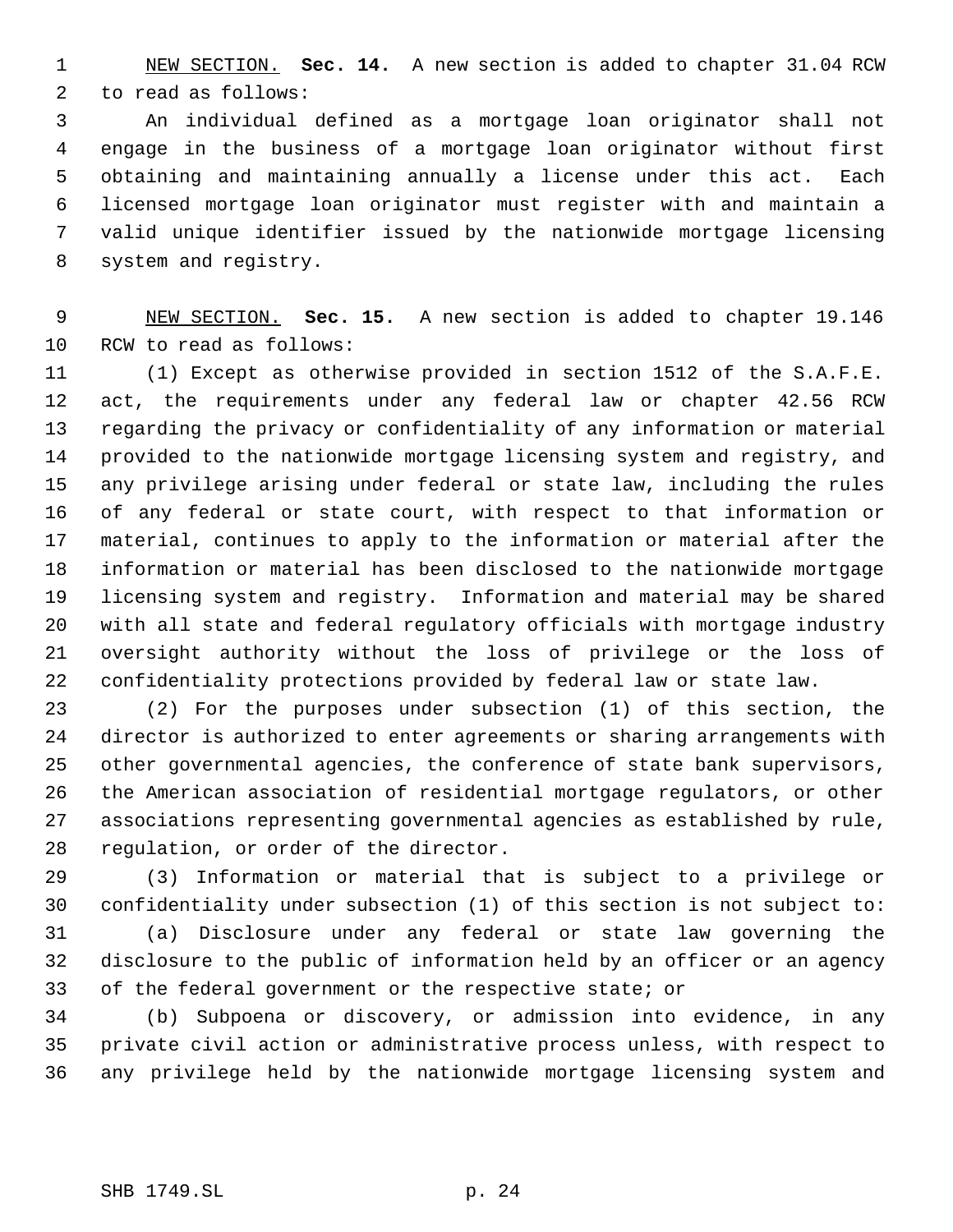NEW SECTION. **Sec. 14.** A new section is added to chapter 31.04 RCW to read as follows:

An individual defined as a mortgage loan originator shall not engage in the business of a mortgage loan originator without first obtaining and maintaining annually a license under this act. Each licensed mortgage loan originator must register with and maintain a valid unique identifier issued by the nationwide mortgage licensing system and registry.

NEW SECTION. **Sec. 15.** A new section is added to chapter 19.146 RCW to read as follows:

(1) Except as otherwise provided in section 1512 of the S.A.F.E. act, the requirements under any federal law or chapter 42.56 RCW regarding the privacy or confidentiality of any information or material provided to the nationwide mortgage licensing system and registry, and any privilege arising under federal or state law, including the rules of any federal or state court, with respect to that information or material, continues to apply to the information or material after the information or material has been disclosed to the nationwide mortgage licensing system and registry. Information and material may be shared with all state and federal regulatory officials with mortgage industry oversight authority without the loss of privilege or the loss of confidentiality protections provided by federal law or state law.

(2) For the purposes under subsection (1) of this section, the director is authorized to enter agreements or sharing arrangements with other governmental agencies, the conference of state bank supervisors, the American association of residential mortgage regulators, or other associations representing governmental agencies as established by rule, regulation, or order of the director.

(3) Information or material that is subject to a privilege or confidentiality under subsection (1) of this section is not subject to:

(a) Disclosure under any federal or state law governing the disclosure to the public of information held by an officer or an agency of the federal government or the respective state; or

(b) Subpoena or discovery, or admission into evidence, in any private civil action or administrative process unless, with respect to any privilege held by the nationwide mortgage licensing system and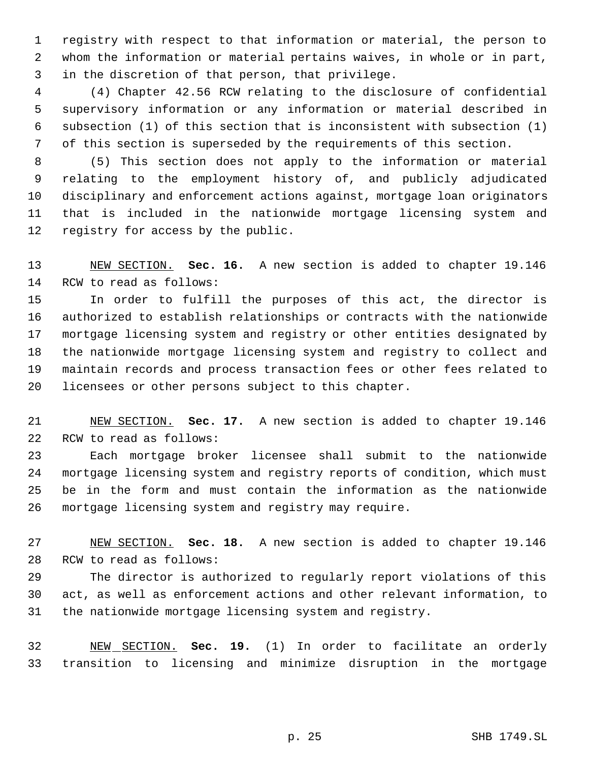registry with respect to that information or material, the person to whom the information or material pertains waives, in whole or in part, in the discretion of that person, that privilege.

(4) Chapter 42.56 RCW relating to the disclosure of confidential supervisory information or any information or material described in subsection (1) of this section that is inconsistent with subsection (1) of this section is superseded by the requirements of this section.

(5) This section does not apply to the information or material relating to the employment history of, and publicly adjudicated disciplinary and enforcement actions against, mortgage loan originators that is included in the nationwide mortgage licensing system and registry for access by the public.

NEW SECTION. **Sec. 16.** A new section is added to chapter 19.146 RCW to read as follows:

In order to fulfill the purposes of this act, the director is authorized to establish relationships or contracts with the nationwide mortgage licensing system and registry or other entities designated by the nationwide mortgage licensing system and registry to collect and maintain records and process transaction fees or other fees related to licensees or other persons subject to this chapter.

NEW SECTION. **Sec. 17.** A new section is added to chapter 19.146 RCW to read as follows:

Each mortgage broker licensee shall submit to the nationwide mortgage licensing system and registry reports of condition, which must be in the form and must contain the information as the nationwide mortgage licensing system and registry may require.

NEW SECTION. **Sec. 18.** A new section is added to chapter 19.146 RCW to read as follows:

The director is authorized to regularly report violations of this act, as well as enforcement actions and other relevant information, to the nationwide mortgage licensing system and registry.

NEW SECTION. **Sec. 19.** (1) In order to facilitate an orderly transition to licensing and minimize disruption in the mortgage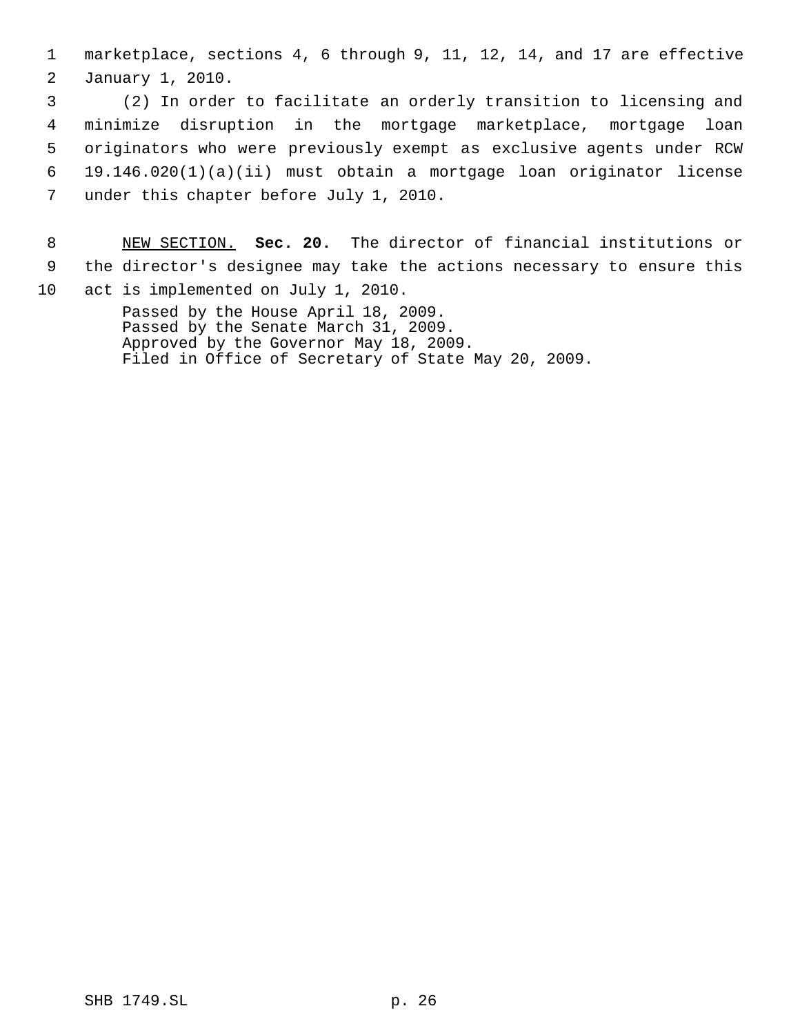marketplace, sections 4, 6 through 9, 11, 12, 14, and 17 are effective January 1, 2010.

(2) In order to facilitate an orderly transition to licensing and minimize disruption in the mortgage marketplace, mortgage loan originators who were previously exempt as exclusive agents under RCW 19.146.020(1)(a)(ii) must obtain a mortgage loan originator license under this chapter before July 1, 2010.

NEW SECTION. **Sec. 20.** The director of financial institutions or the director's designee may take the actions necessary to ensure this act is implemented on July 1, 2010.

Passed by the House April 18, 2009.
Passed by the Senate March 31, 2009.
Approved by the Governor May 18, 2009.
Filed in Office of Secretary of State May 20, 2009.